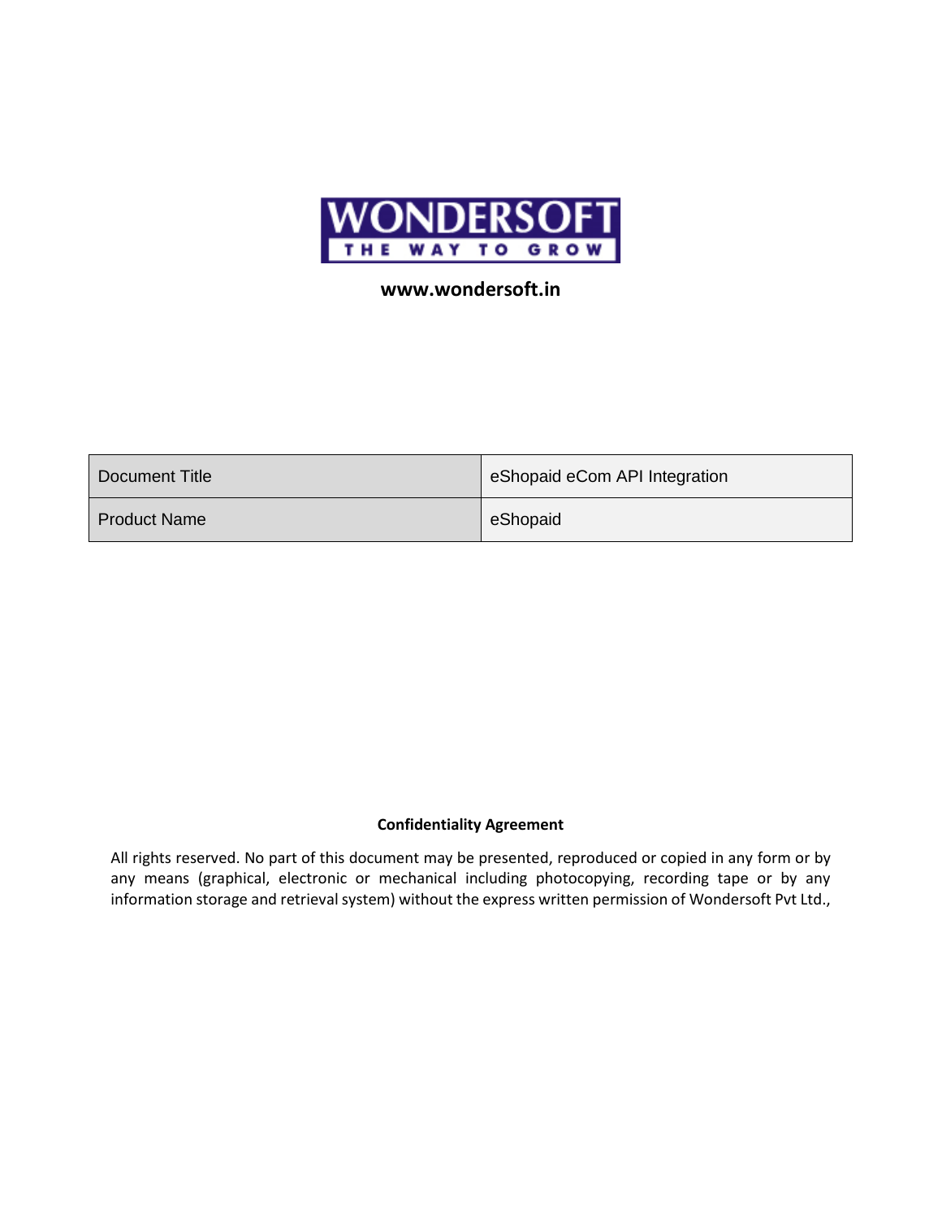**WONDERSOFT**

**THE WAY TO GROW**

**www.wondersoft.in**

| Document Title | eShopaid eCom API Integration |
|---|---|
| Product Name | eShopaid |

**Confidentiality Agreement**

All rights reserved. No part of this document may be presented, reproduced or copied in any form or by any means (graphical, electronic or mechanical including photocopying, recording tape or by any information storage and retrieval system) without the express written permission of Wondersoft Pvt Ltd.,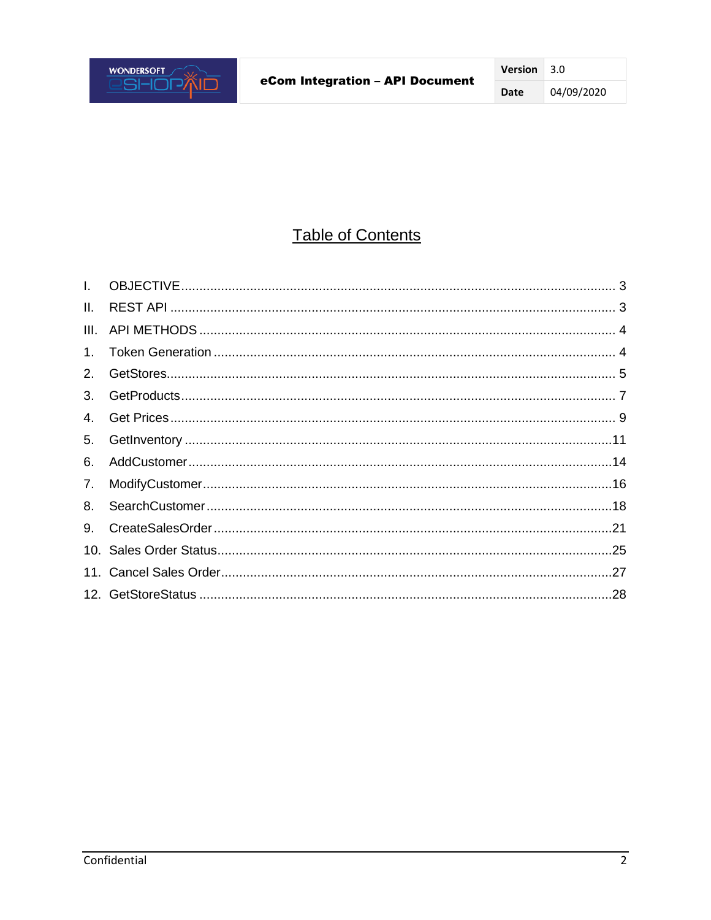# Table of Contents

| | | |
|---|---|---|
| I. | OBJECTIVE | 3 |
| II. | REST API | 3 |
| III. | API METHODS | 4 |
| 1. | Token Generation | 4 |
| 2. | GetStores | 5 |
| 3. | GetProducts | 7 |
| 4. | Get Prices | 9 |
| 5. | GetInventory | 11 |
| 6. | AddCustomer | 14 |
| 7. | ModifyCustomer | 16 |
| 8. | SearchCustomer | 18 |
| 9. | CreateSalesOrder | 21 |
| 10. | Sales Order Status | 25 |
| 11. | Cancel Sales Order | 27 |
| 12. | GetStoreStatus | 28 |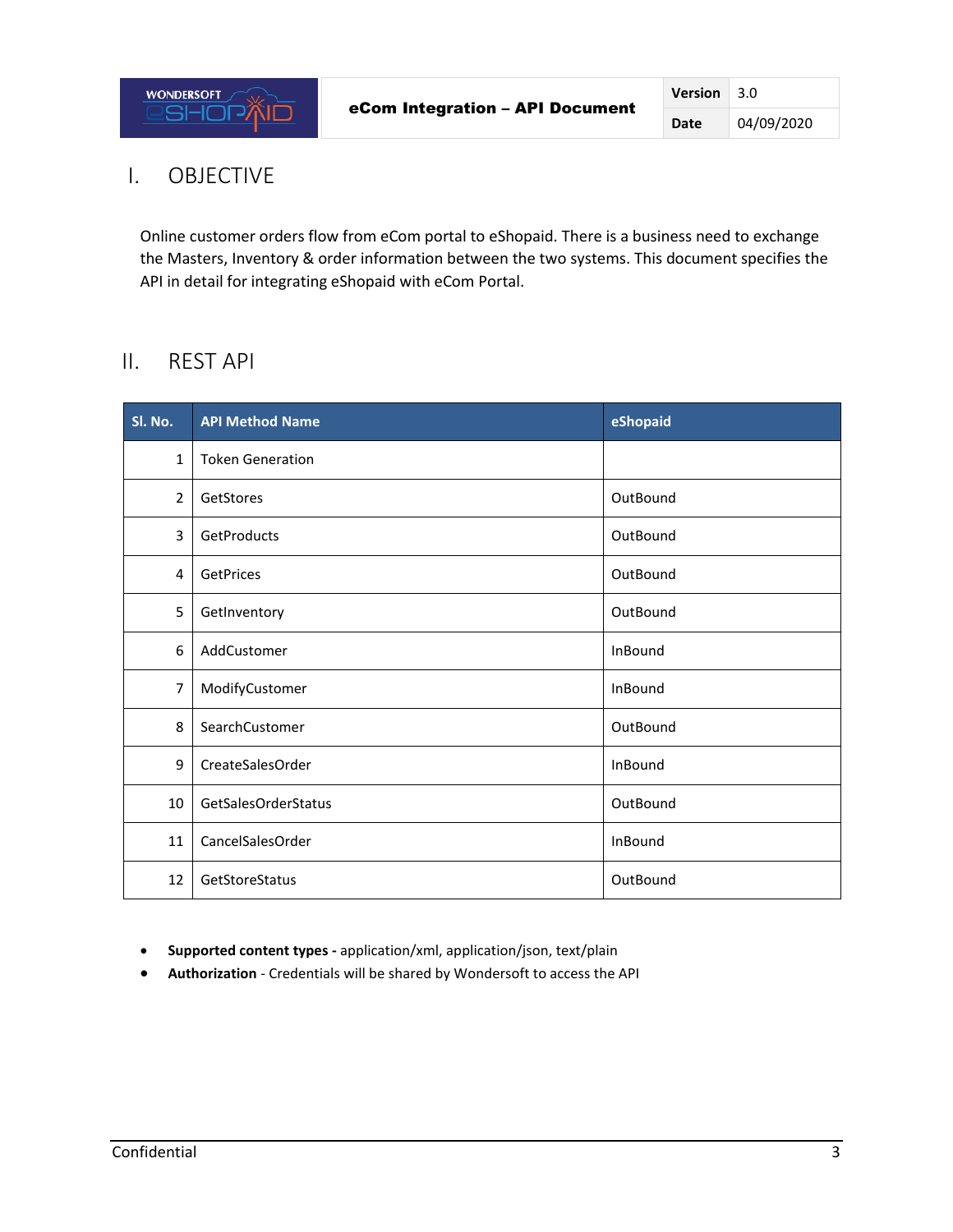# I. OBJECTIVE

Online customer orders flow from eCom portal to eShopaid. There is a business need to exchange the Masters, Inventory & order information between the two systems. This document specifies the API in detail for integrating eShopaid with eCom Portal.

# II. REST API

| Sl. No. | API Method Name | eShopaid |
|---|---|---|
| 1 | Token Generation | |
| 2 | GetStores | OutBound |
| 3 | GetProducts | OutBound |
| 4 | GetPrices | OutBound |
| 5 | GetInventory | OutBound |
| 6 | AddCustomer | InBound |
| 7 | ModifyCustomer | InBound |
| 8 | SearchCustomer | OutBound |
| 9 | CreateSalesOrder | InBound |
| 10 | GetSalesOrderStatus | OutBound |
| 11 | CancelSalesOrder | InBound |
| 12 | GetStoreStatus | OutBound |

- **Supported content types -** application/xml, application/json, text/plain
- **Authorization** - Credentials will be shared by Wondersoft to access the API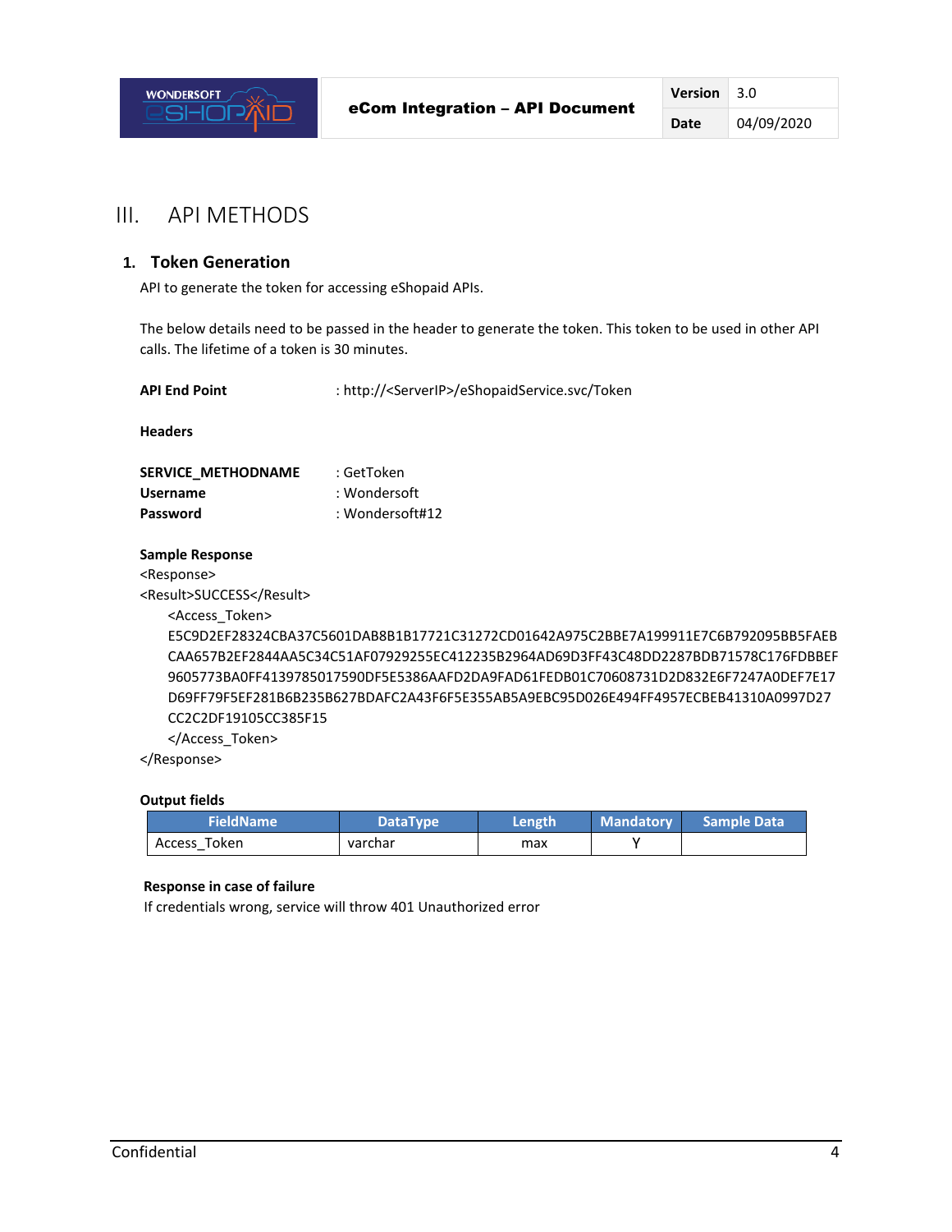# III. API METHODS

## 1. Token Generation

API to generate the token for accessing eShopaid APIs.

The below details need to be passed in the header to generate the token. This token to be used in other API calls. The lifetime of a token is 30 minutes.

**API End Point** : http://<ServerIP>/eShopaidService.svc/Token

**Headers**

**SERVICE_METHODNAME** : GetToken
**Username** : Wondersoft
**Password** : Wondersoft#12

**Sample Response**

```
<Response>
<Result>SUCCESS</Result>
    <Access_Token>
    E5C9D2EF28324CBA37C5601DAB8B1B17721C31272CD01642A975C2BBE7A199911E7C6B792095BB5FAEB
    CAA657B2EF2844AA5C34C51AF07929255EC412235B2964AD69D3FF43C48DD2287BDB71578C176FDBBEF
    9605773BA0FF4139785017590DF5E5386AAFD2DA9FAD61FEDB01C70608731D2D832E6F7247A0DEF7E17
    D69FF79F5EF281B6B235B627BDAFC2A43F6F5E355AB5A9EBC95D026E494FF4957ECBEB41310A0997D27
    CC2C2DF19105CC385F15
    </Access_Token>
</Response>
```

**Output fields**

| FieldName | DataType | Length | Mandatory | Sample Data |
|---|---|---|---|---|
| Access_Token | varchar | max | Y | |

**Response in case of failure**

If credentials wrong, service will throw 401 Unauthorized error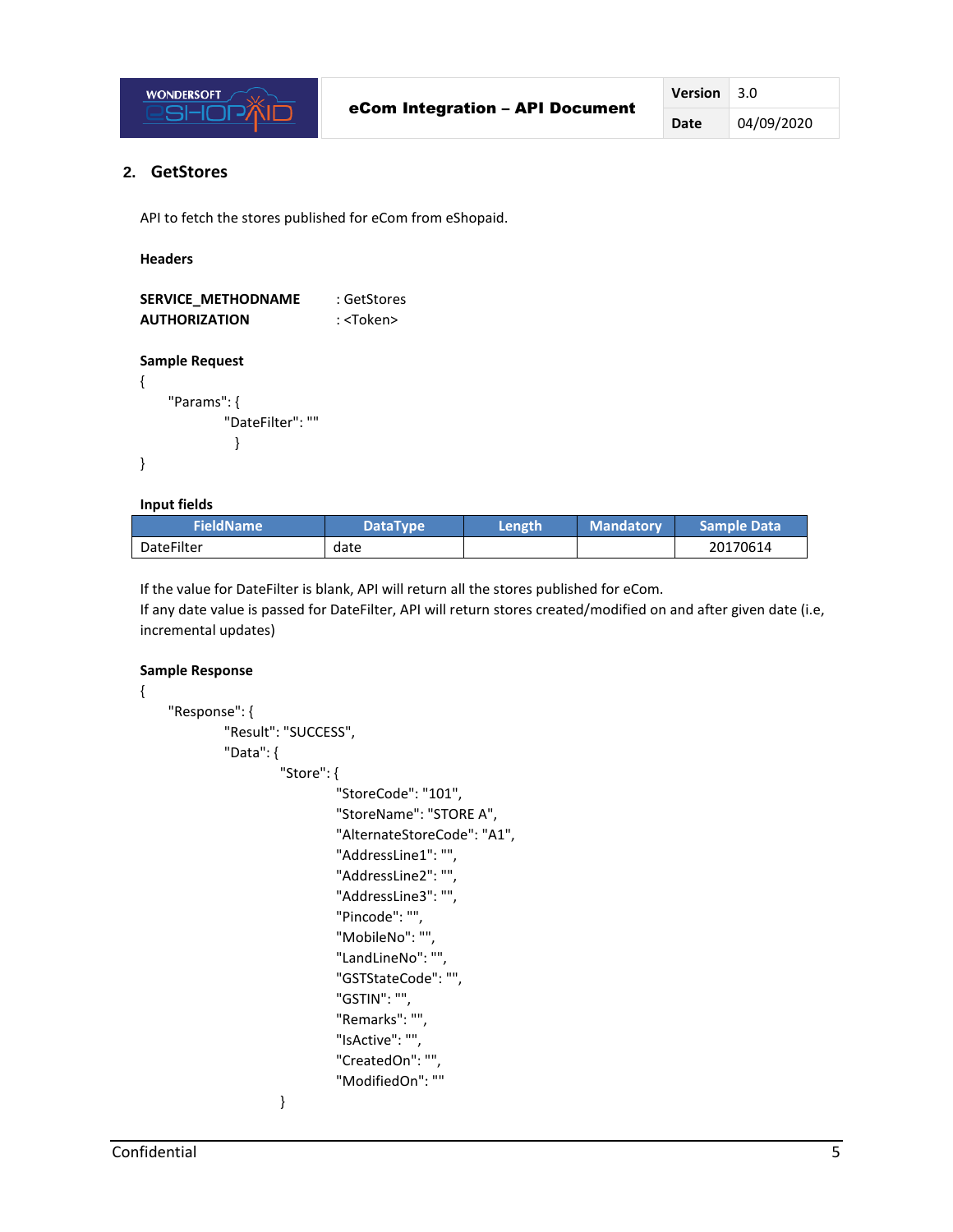## 2. GetStores

API to fetch the stores published for eCom from eShopaid.

**Headers**

**SERVICE_METHODNAME** : GetStores
**AUTHORIZATION** : <Token>

**Sample Request**

```
{
    "Params": {
        "DateFilter": ""
    }
}
```

**Input fields**

| FieldName | DataType | Length | Mandatory | Sample Data |
|---|---|---|---|---|
| DateFilter | date | | | 20170614 |

If the value for DateFilter is blank, API will return all the stores published for eCom.
If any date value is passed for DateFilter, API will return stores created/modified on and after given date (i.e, incremental updates)

**Sample Response**

```
{
    "Response": {
        "Result": "SUCCESS",
        "Data": {
            "Store": {
                "StoreCode": "101",
                "StoreName": "STORE A",
                "AlternateStoreCode": "A1",
                "AddressLine1": "",
                "AddressLine2": "",
                "AddressLine3": "",
                "Pincode": "",
                "MobileNo": "",
                "LandLineNo": "",
                "GSTStateCode": "",
                "GSTIN": "",
                "Remarks": "",
                "IsActive": "",
                "CreatedOn": "",
                "ModifiedOn": ""
            }
```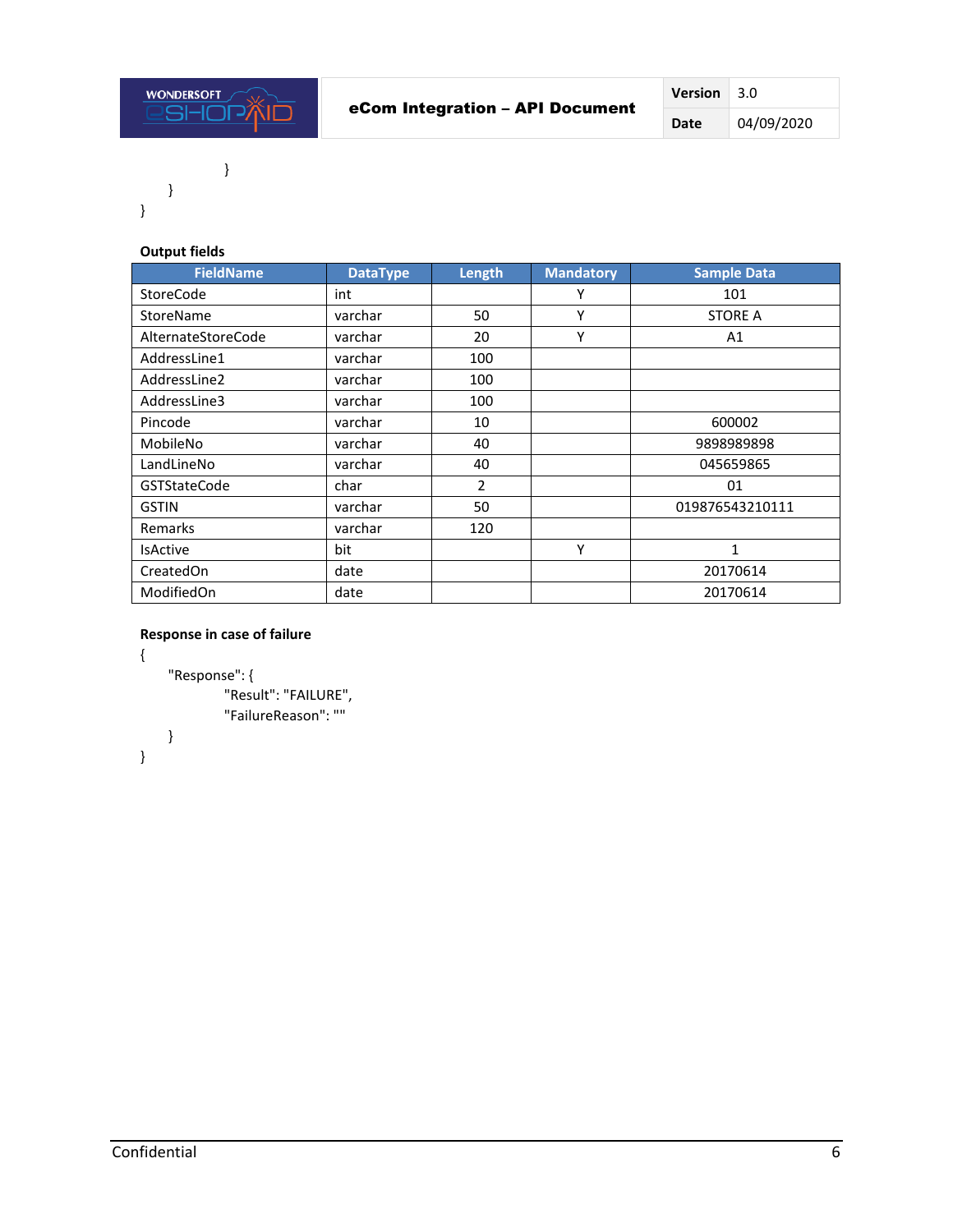```
            }
        }
}
```

**Output fields**

| FieldName | DataType | Length | Mandatory | Sample Data |
|---|---|---|---|---|
| StoreCode | int | | Y | 101 |
| StoreName | varchar | 50 | Y | STORE A |
| AlternateStoreCode | varchar | 20 | Y | A1 |
| AddressLine1 | varchar | 100 | | |
| AddressLine2 | varchar | 100 | | |
| AddressLine3 | varchar | 100 | | |
| Pincode | varchar | 10 | | 600002 |
| MobileNo | varchar | 40 | | 9898989898 |
| LandLineNo | varchar | 40 | | 045659865 |
| GSTStateCode | char | 2 | | 01 |
| GSTIN | varchar | 50 | | 019876543210111 |
| Remarks | varchar | 120 | | |
| IsActive | bit | | Y | 1 |
| CreatedOn | date | | | 20170614 |
| ModifiedOn | date | | | 20170614 |

**Response in case of failure**

```
{
    "Response": {
            "Result": "FAILURE",
            "FailureReason": ""
    }
}
```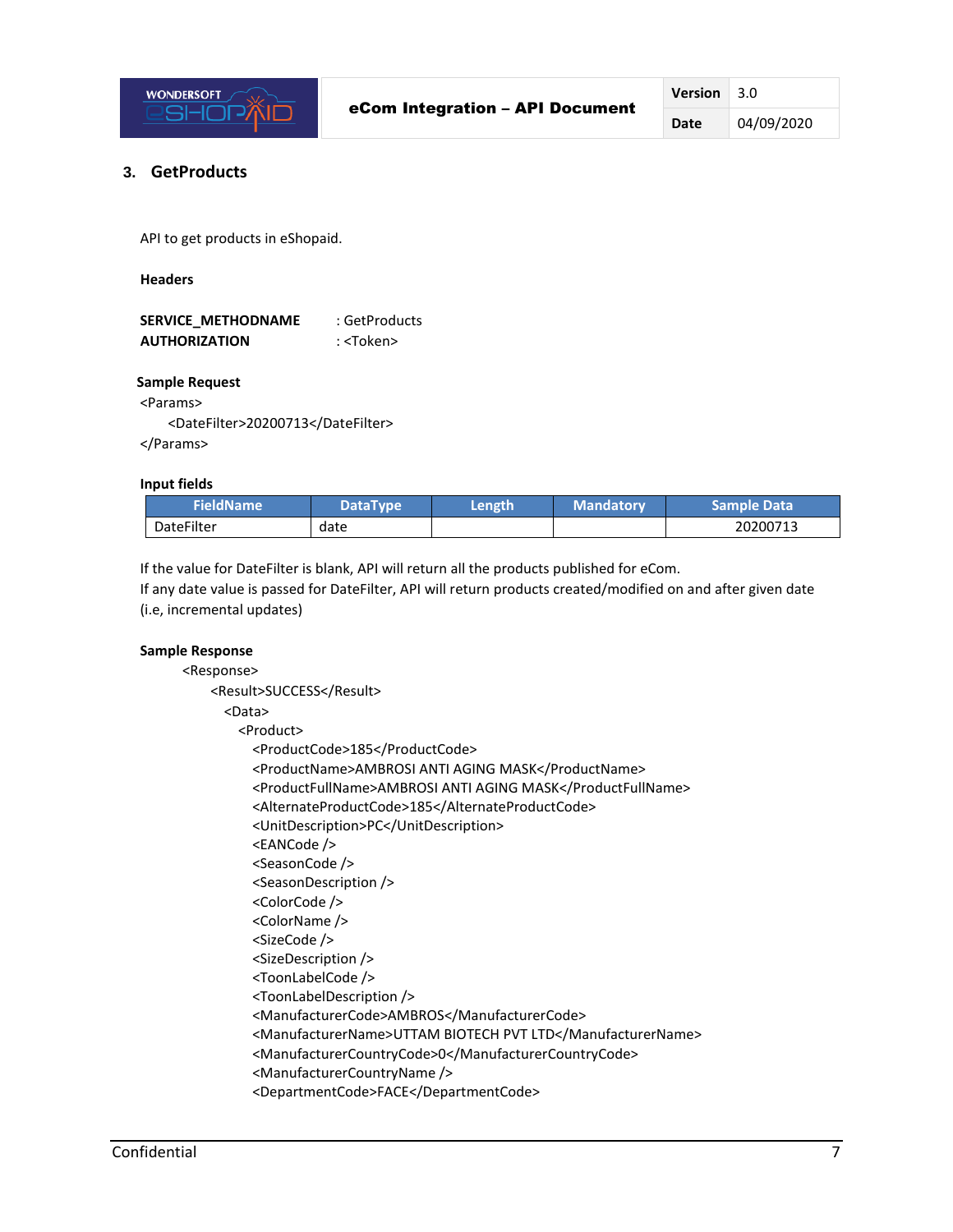## 3. GetProducts

API to get products in eShopaid.

**Headers**

**SERVICE_METHODNAME** : GetProducts
**AUTHORIZATION** : <Token>

**Sample Request**

```
<Params>
    <DateFilter>20200713</DateFilter>
</Params>
```

**Input fields**

| FieldName | DataType | Length | Mandatory | Sample Data |
|---|---|---|---|---|
| DateFilter | date | | | 20200713 |

If the value for DateFilter is blank, API will return all the products published for eCom.
If any date value is passed for DateFilter, API will return products created/modified on and after given date (i.e, incremental updates)

**Sample Response**

```
<Response>
    <Result>SUCCESS</Result>
      <Data>
        <Product>
          <ProductCode>185</ProductCode>
          <ProductName>AMBROSI ANTI AGING MASK</ProductName>
          <ProductFullName>AMBROSI ANTI AGING MASK</ProductFullName>
          <AlternateProductCode>185</AlternateProductCode>
          <UnitDescription>PC</UnitDescription>
          <EANCode />
          <SeasonCode />
          <SeasonDescription />
          <ColorCode />
          <ColorName />
          <SizeCode />
          <SizeDescription />
          <ToonLabelCode />
          <ToonLabelDescription />
          <ManufacturerCode>AMBROS</ManufacturerCode>
          <ManufacturerName>UTTAM BIOTECH PVT LTD</ManufacturerName>
          <ManufacturerCountryCode>0</ManufacturerCountryCode>
          <ManufacturerCountryName />
          <DepartmentCode>FACE</DepartmentCode>
```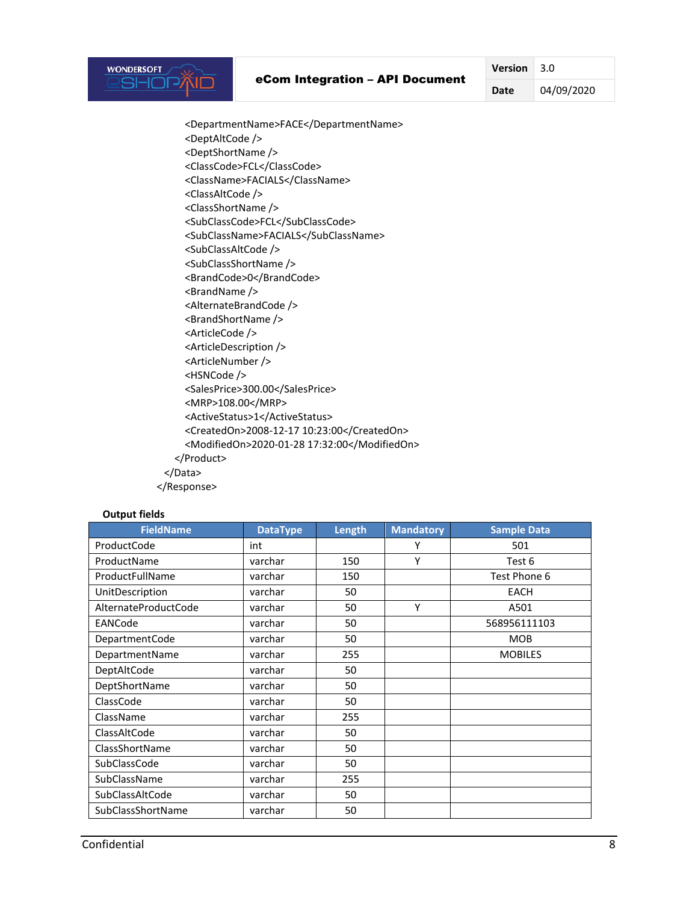```xml
            <DepartmentName>FACE</DepartmentName>
            <DeptAltCode />
            <DeptShortName />
            <ClassCode>FCL</ClassCode>
            <ClassName>FACIALS</ClassName>
            <ClassAltCode />
            <ClassShortName />
            <SubClassCode>FCL</SubClassCode>
            <SubClassName>FACIALS</SubClassName>
            <SubClassAltCode />
            <SubClassShortName />
            <BrandCode>0</BrandCode>
            <BrandName />
            <AlternateBrandCode />
            <BrandShortName />
            <ArticleCode />
            <ArticleDescription />
            <ArticleNumber />
            <HSNCode />
            <SalesPrice>300.00</SalesPrice>
            <MRP>108.00</MRP>
            <ActiveStatus>1</ActiveStatus>
            <CreatedOn>2008-12-17 10:23:00</CreatedOn>
            <ModifiedOn>2020-01-28 17:32:00</ModifiedOn>
        </Product>
    </Data>
</Response>
```

**Output fields**

| FieldName | DataType | Length | Mandatory | Sample Data |
|---|---|---|---|---|
| ProductCode | int | | Y | 501 |
| ProductName | varchar | 150 | Y | Test 6 |
| ProductFullName | varchar | 150 | | Test Phone 6 |
| UnitDescription | varchar | 50 | | EACH |
| AlternateProductCode | varchar | 50 | Y | A501 |
| EANCode | varchar | 50 | | 568956111103 |
| DepartmentCode | varchar | 50 | | MOB |
| DepartmentName | varchar | 255 | | MOBILES |
| DeptAltCode | varchar | 50 | | |
| DeptShortName | varchar | 50 | | |
| ClassCode | varchar | 50 | | |
| ClassName | varchar | 255 | | |
| ClassAltCode | varchar | 50 | | |
| ClassShortName | varchar | 50 | | |
| SubClassCode | varchar | 50 | | |
| SubClassName | varchar | 255 | | |
| SubClassAltCode | varchar | 50 | | |
| SubClassShortName | varchar | 50 | | |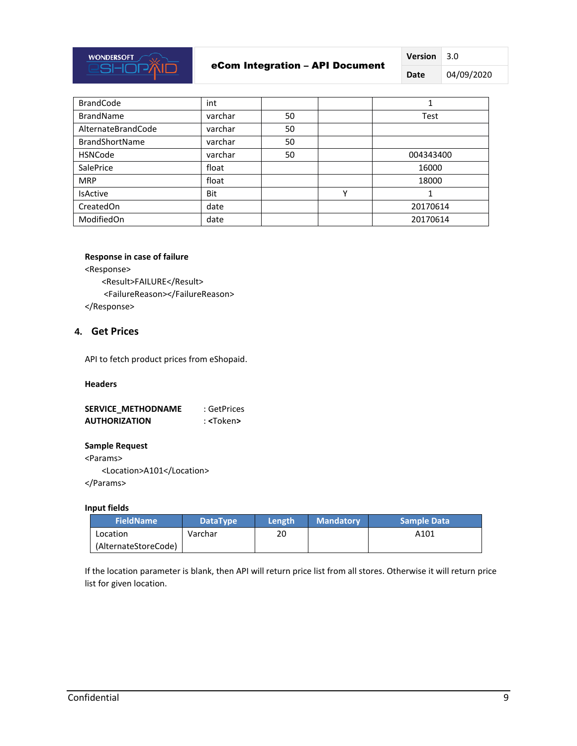| | | | | |
|---|---|---|---|---|
| BrandCode | int | | | 1 |
| BrandName | varchar | 50 | | Test |
| AlternateBrandCode | varchar | 50 | | |
| BrandShortName | varchar | 50 | | |
| HSNCode | varchar | 50 | | 004343400 |
| SalePrice | float | | | 16000 |
| MRP | float | | | 18000 |
| IsActive | Bit | | Y | 1 |
| CreatedOn | date | | | 20170614 |
| ModifiedOn | date | | | 20170614 |

**Response in case of failure**

```
<Response>
    <Result>FAILURE</Result>
    <FailureReason></FailureReason>
</Response>
```

## 4. Get Prices

API to fetch product prices from eShopaid.

**Headers**

**SERVICE_METHODNAME** : GetPrices
**AUTHORIZATION** : <Token>

**Sample Request**

```
<Params>
    <Location>A101</Location>
</Params>
```

**Input fields**

| FieldName | DataType | Length | Mandatory | Sample Data |
|---|---|---|---|---|
| Location (AlternateStoreCode) | Varchar | 20 | | A101 |

If the location parameter is blank, then API will return price list from all stores. Otherwise it will return price list for given location.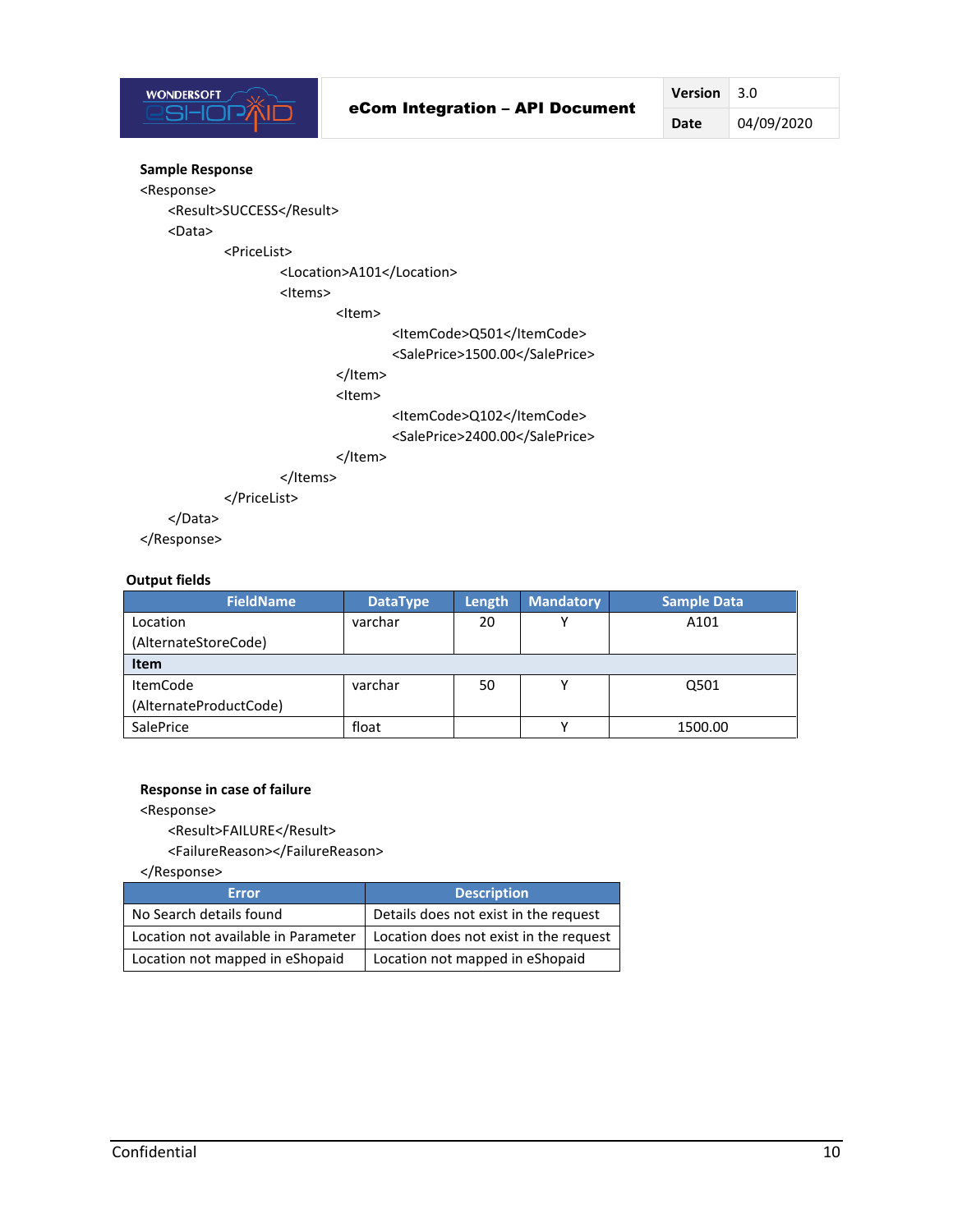**Sample Response**

```
<Response>
    <Result>SUCCESS</Result>
    <Data>
        <PriceList>
            <Location>A101</Location>
            <Items>
                <Item>
                    <ItemCode>Q501</ItemCode>
                    <SalePrice>1500.00</SalePrice>
                </Item>
                <Item>
                    <ItemCode>Q102</ItemCode>
                    <SalePrice>2400.00</SalePrice>
                </Item>
            </Items>
        </PriceList>
    </Data>
</Response>
```

**Output fields**

| FieldName | DataType | Length | Mandatory | Sample Data |
|---|---|---|---|---|
| Location (AlternateStoreCode) | varchar | 20 | Y | A101 |
| **Item** | | | | |
| ItemCode (AlternateProductCode) | varchar | 50 | Y | Q501 |
| SalePrice | float | | Y | 1500.00 |

**Response in case of failure**

```
<Response>
    <Result>FAILURE</Result>
    <FailureReason></FailureReason>
</Response>
```

| Error | Description |
|---|---|
| No Search details found | Details does not exist in the request |
| Location not available in Parameter | Location does not exist in the request |
| Location not mapped in eShopaid | Location not mapped in eShopaid |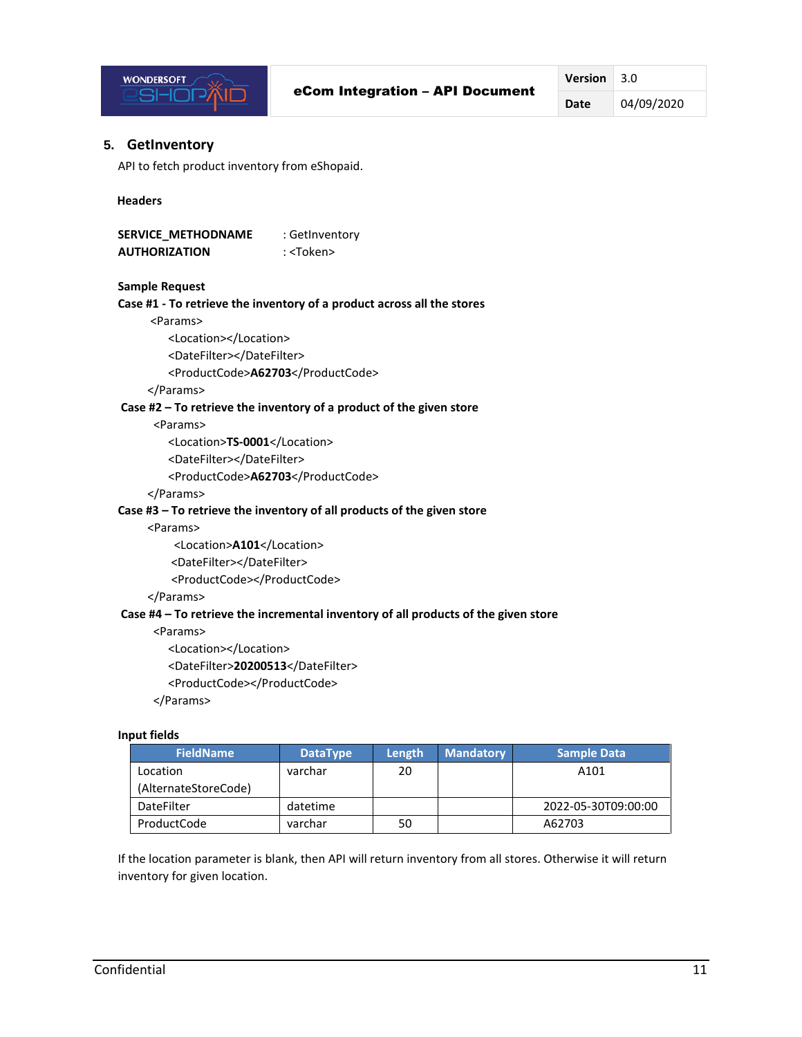## 5. GetInventory

API to fetch product inventory from eShopaid.

**Headers**

**SERVICE_METHODNAME** : GetInventory
**AUTHORIZATION** : <Token>

**Sample Request**

**Case #1 - To retrieve the inventory of a product across all the stores**

```
<Params>
    <Location></Location>
    <DateFilter></DateFilter>
    <ProductCode>A62703</ProductCode>
</Params>
```

**Case #2 – To retrieve the inventory of a product of the given store**

```
<Params>
    <Location>TS-0001</Location>
    <DateFilter></DateFilter>
    <ProductCode>A62703</ProductCode>
</Params>
```

**Case #3 – To retrieve the inventory of all products of the given store**

```
<Params>
    <Location>A101</Location>
    <DateFilter></DateFilter>
    <ProductCode></ProductCode>
</Params>
```

**Case #4 – To retrieve the incremental inventory of all products of the given store**

```
<Params>
    <Location></Location>
    <DateFilter>20200513</DateFilter>
    <ProductCode></ProductCode>
</Params>
```

**Input fields**

| FieldName | DataType | Length | Mandatory | Sample Data |
|---|---|---|---|---|
| Location (AlternateStoreCode) | varchar | 20 | | A101 |
| DateFilter | datetime | | | 2022-05-30T09:00:00 |
| ProductCode | varchar | 50 | | A62703 |

If the location parameter is blank, then API will return inventory from all stores. Otherwise it will return inventory for given location.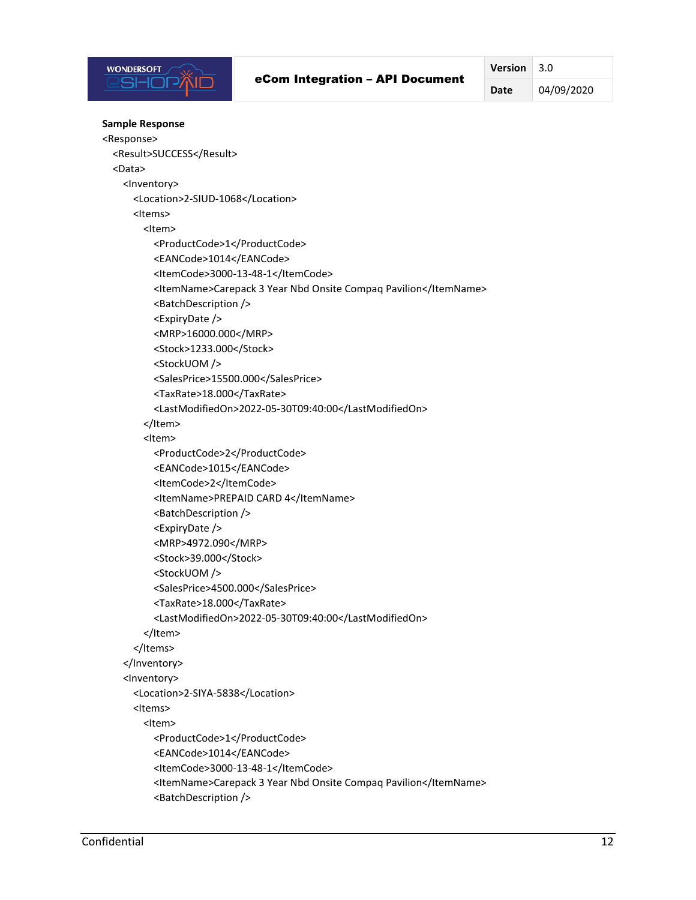**Sample Response**

```
<Response>
  <Result>SUCCESS</Result>
  <Data>
    <Inventory>
      <Location>2-SIUD-1068</Location>
      <Items>
        <Item>
          <ProductCode>1</ProductCode>
          <EANCode>1014</EANCode>
          <ItemCode>3000-13-48-1</ItemCode>
          <ItemName>Carepack 3 Year Nbd Onsite Compaq Pavilion</ItemName>
          <BatchDescription />
          <ExpiryDate />
          <MRP>16000.000</MRP>
          <Stock>1233.000</Stock>
          <StockUOM />
          <SalesPrice>15500.000</SalesPrice>
          <TaxRate>18.000</TaxRate>
          <LastModifiedOn>2022-05-30T09:40:00</LastModifiedOn>
        </Item>
        <Item>
          <ProductCode>2</ProductCode>
          <EANCode>1015</EANCode>
          <ItemCode>2</ItemCode>
          <ItemName>PREPAID CARD 4</ItemName>
          <BatchDescription />
          <ExpiryDate />
          <MRP>4972.090</MRP>
          <Stock>39.000</Stock>
          <StockUOM />
          <SalesPrice>4500.000</SalesPrice>
          <TaxRate>18.000</TaxRate>
          <LastModifiedOn>2022-05-30T09:40:00</LastModifiedOn>
        </Item>
      </Items>
    </Inventory>
    <Inventory>
      <Location>2-SIYA-5838</Location>
      <Items>
        <Item>
          <ProductCode>1</ProductCode>
          <EANCode>1014</EANCode>
          <ItemCode>3000-13-48-1</ItemCode>
          <ItemName>Carepack 3 Year Nbd Onsite Compaq Pavilion</ItemName>
          <BatchDescription />
```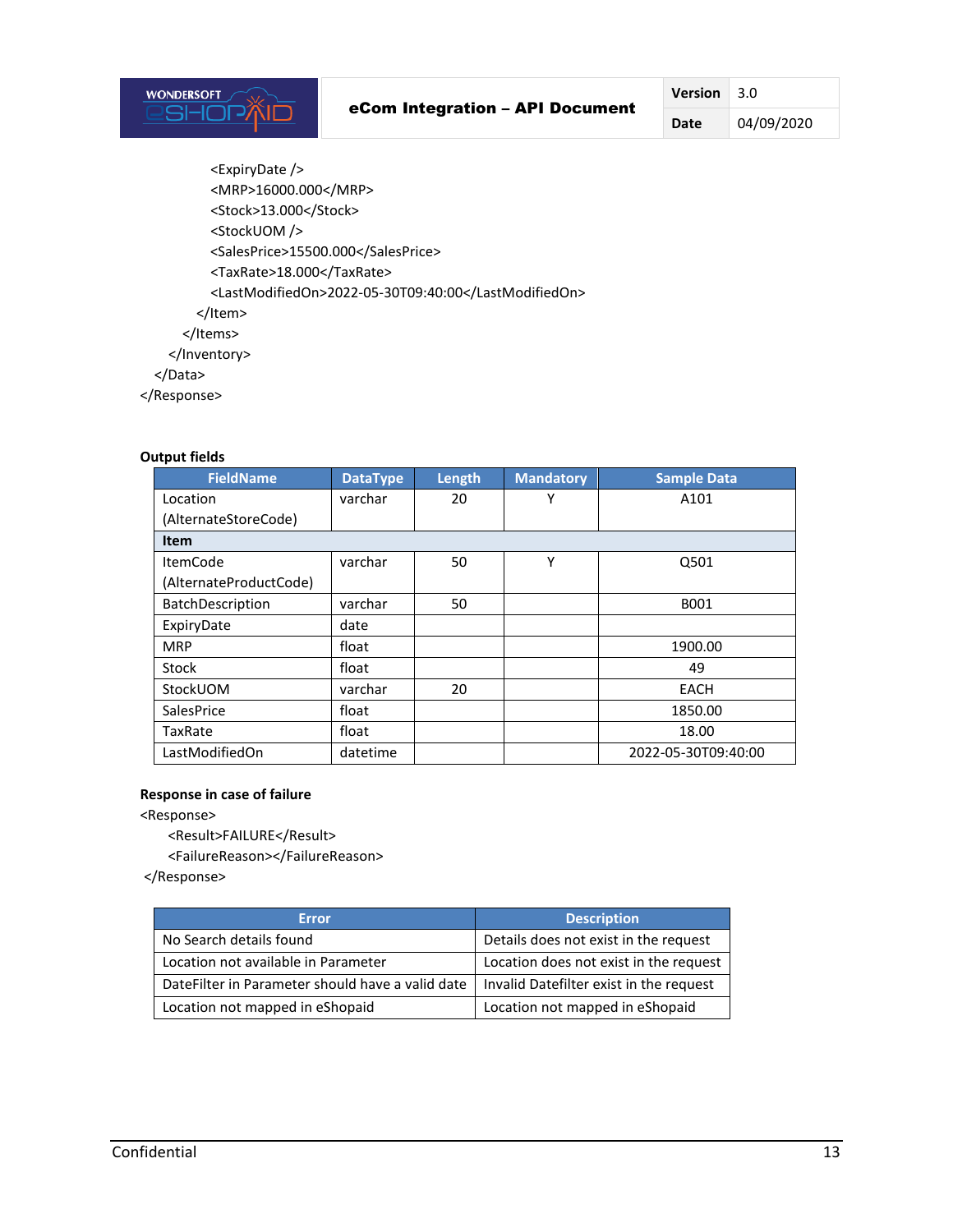```
            <ExpiryDate />
            <MRP>16000.000</MRP>
            <Stock>13.000</Stock>
            <StockUOM />
            <SalesPrice>15500.000</SalesPrice>
            <TaxRate>18.000</TaxRate>
            <LastModifiedOn>2022-05-30T09:40:00</LastModifiedOn>
          </Item>
        </Items>
      </Inventory>
    </Data>
</Response>
```

**Output fields**

| FieldName | DataType | Length | Mandatory | Sample Data |
|---|---|---|---|---|
| Location (AlternateStoreCode) | varchar | 20 | Y | A101 |
| **Item** | | | | |
| ItemCode (AlternateProductCode) | varchar | 50 | Y | Q501 |
| BatchDescription | varchar | 50 | | B001 |
| ExpiryDate | date | | | |
| MRP | float | | | 1900.00 |
| Stock | float | | | 49 |
| StockUOM | varchar | 20 | | EACH |
| SalesPrice | float | | | 1850.00 |
| TaxRate | float | | | 18.00 |
| LastModifiedOn | datetime | | | 2022-05-30T09:40:00 |

**Response in case of failure**

```
<Response>
    <Result>FAILURE</Result>
    <FailureReason></FailureReason>
</Response>
```

| Error | Description |
|---|---|
| No Search details found | Details does not exist in the request |
| Location not available in Parameter | Location does not exist in the request |
| DateFilter in Parameter should have a valid date | Invalid Datefilter exist in the request |
| Location not mapped in eShopaid | Location not mapped in eShopaid |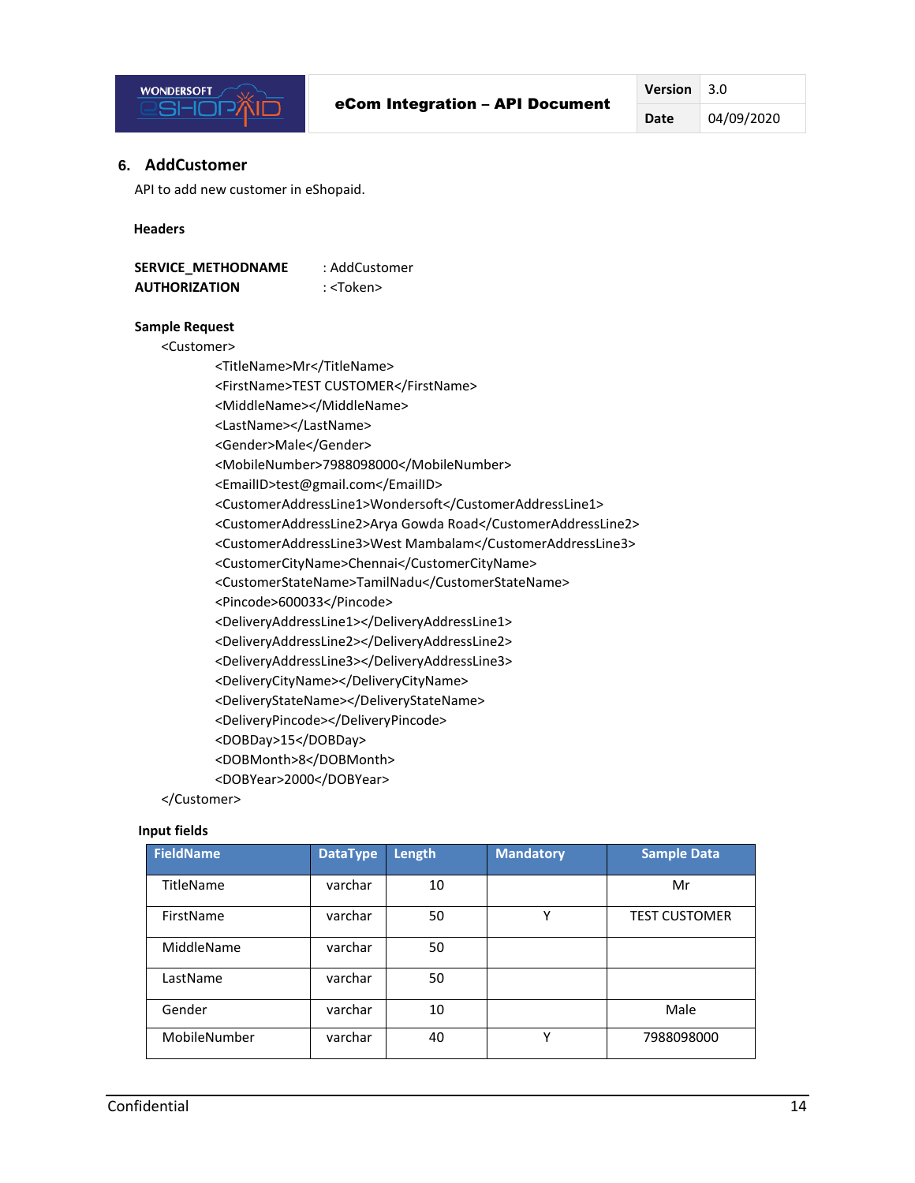## 6. AddCustomer

API to add new customer in eShopaid.

**Headers**

**SERVICE_METHODNAME** : AddCustomer
**AUTHORIZATION** : <Token>

**Sample Request**

```
<Customer>
    <TitleName>Mr</TitleName>
    <FirstName>TEST CUSTOMER</FirstName>
    <MiddleName></MiddleName>
    <LastName></LastName>
    <Gender>Male</Gender>
    <MobileNumber>7988098000</MobileNumber>
    <EmailID>test@gmail.com</EmailID>
    <CustomerAddressLine1>Wondersoft</CustomerAddressLine1>
    <CustomerAddressLine2>Arya Gowda Road</CustomerAddressLine2>
    <CustomerAddressLine3>West Mambalam</CustomerAddressLine3>
    <CustomerCityName>Chennai</CustomerCityName>
    <CustomerStateName>TamilNadu</CustomerStateName>
    <Pincode>600033</Pincode>
    <DeliveryAddressLine1></DeliveryAddressLine1>
    <DeliveryAddressLine2></DeliveryAddressLine2>
    <DeliveryAddressLine3></DeliveryAddressLine3>
    <DeliveryCityName></DeliveryCityName>
    <DeliveryStateName></DeliveryStateName>
    <DeliveryPincode></DeliveryPincode>
    <DOBDay>15</DOBDay>
    <DOBMonth>8</DOBMonth>
    <DOBYear>2000</DOBYear>
</Customer>
```

**Input fields**

| FieldName | DataType | Length | Mandatory | Sample Data |
|---|---|---|---|---|
| TitleName | varchar | 10 | | Mr |
| FirstName | varchar | 50 | Y | TEST CUSTOMER |
| MiddleName | varchar | 50 | | |
| LastName | varchar | 50 | | |
| Gender | varchar | 10 | | Male |
| MobileNumber | varchar | 40 | Y | 7988098000 |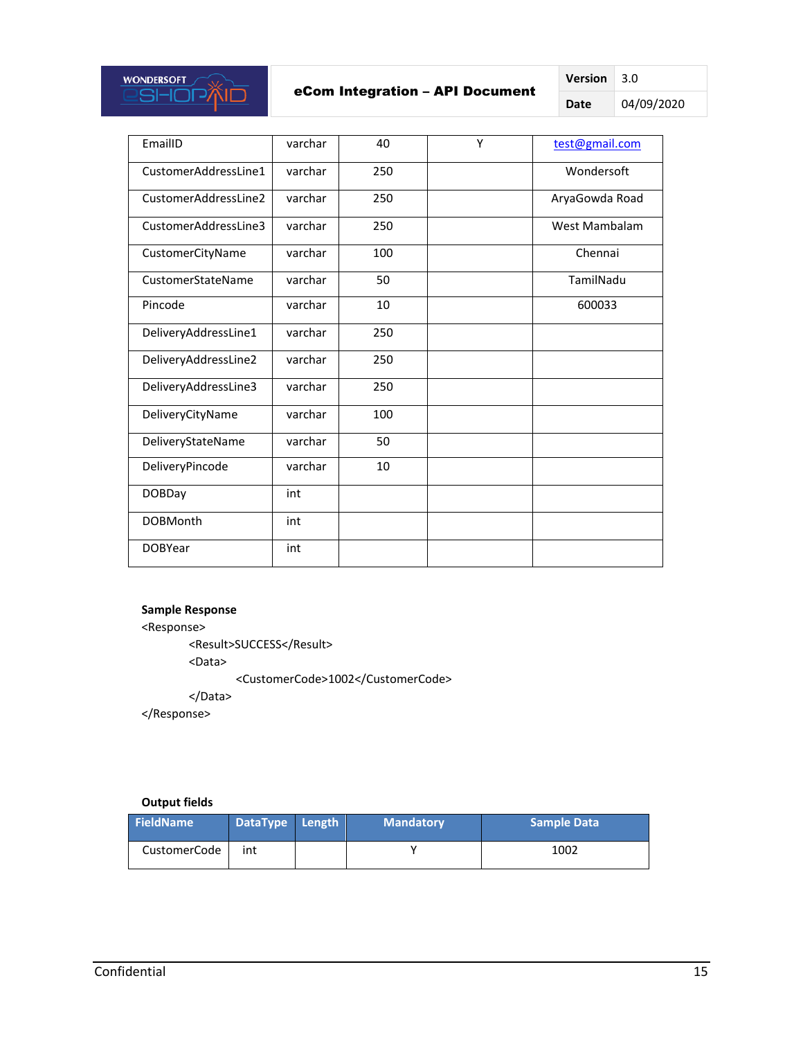| | | | | |
|---|---|---|---|---|
| EmailID | varchar | 40 | Y | test@gmail.com |
| CustomerAddressLine1 | varchar | 250 | | Wondersoft |
| CustomerAddressLine2 | varchar | 250 | | AryaGowda Road |
| CustomerAddressLine3 | varchar | 250 | | West Mambalam |
| CustomerCityName | varchar | 100 | | Chennai |
| CustomerStateName | varchar | 50 | | TamilNadu |
| Pincode | varchar | 10 | | 600033 |
| DeliveryAddressLine1 | varchar | 250 | | |
| DeliveryAddressLine2 | varchar | 250 | | |
| DeliveryAddressLine3 | varchar | 250 | | |
| DeliveryCityName | varchar | 100 | | |
| DeliveryStateName | varchar | 50 | | |
| DeliveryPincode | varchar | 10 | | |
| DOBDay | int | | | |
| DOBMonth | int | | | |
| DOBYear | int | | | |

**Sample Response**

```
<Response>
	<Result>SUCCESS</Result>
	<Data>
		<CustomerCode>1002</CustomerCode>
	</Data>
</Response>
```

**Output fields**

| FieldName | DataType | Length | Mandatory | Sample Data |
|---|---|---|---|---|
| CustomerCode | int | | Y | 1002 |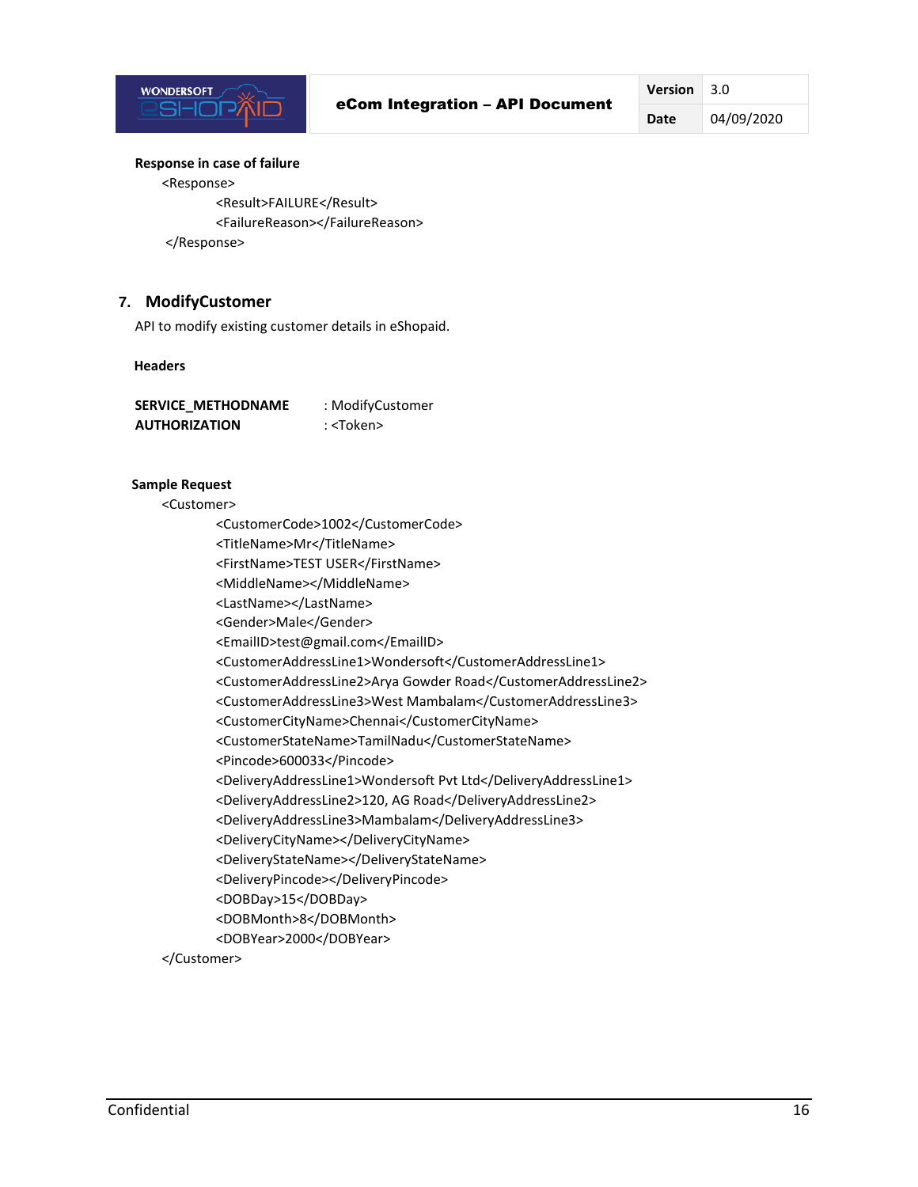**Response in case of failure**

```
<Response>
        <Result>FAILURE</Result>
        <FailureReason></FailureReason>
</Response>
```

## 7. ModifyCustomer

API to modify existing customer details in eShopaid.

**Headers**

**SERVICE_METHODNAME** : ModifyCustomer
**AUTHORIZATION** : <Token>

**Sample Request**

```
<Customer>
        <CustomerCode>1002</CustomerCode>
        <TitleName>Mr</TitleName>
        <FirstName>TEST USER</FirstName>
        <MiddleName></MiddleName>
        <LastName></LastName>
        <Gender>Male</Gender>
        <EmailID>test@gmail.com</EmailID>
        <CustomerAddressLine1>Wondersoft</CustomerAddressLine1>
        <CustomerAddressLine2>Arya Gowder Road</CustomerAddressLine2>
        <CustomerAddressLine3>West Mambalam</CustomerAddressLine3>
        <CustomerCityName>Chennai</CustomerCityName>
        <CustomerStateName>TamilNadu</CustomerStateName>
        <Pincode>600033</Pincode>
        <DeliveryAddressLine1>Wondersoft Pvt Ltd</DeliveryAddressLine1>
        <DeliveryAddressLine2>120, AG Road</DeliveryAddressLine2>
        <DeliveryAddressLine3>Mambalam</DeliveryAddressLine3>
        <DeliveryCityName></DeliveryCityName>
        <DeliveryStateName></DeliveryStateName>
        <DeliveryPincode></DeliveryPincode>
        <DOBDay>15</DOBDay>
        <DOBMonth>8</DOBMonth>
        <DOBYear>2000</DOBYear>
</Customer>
```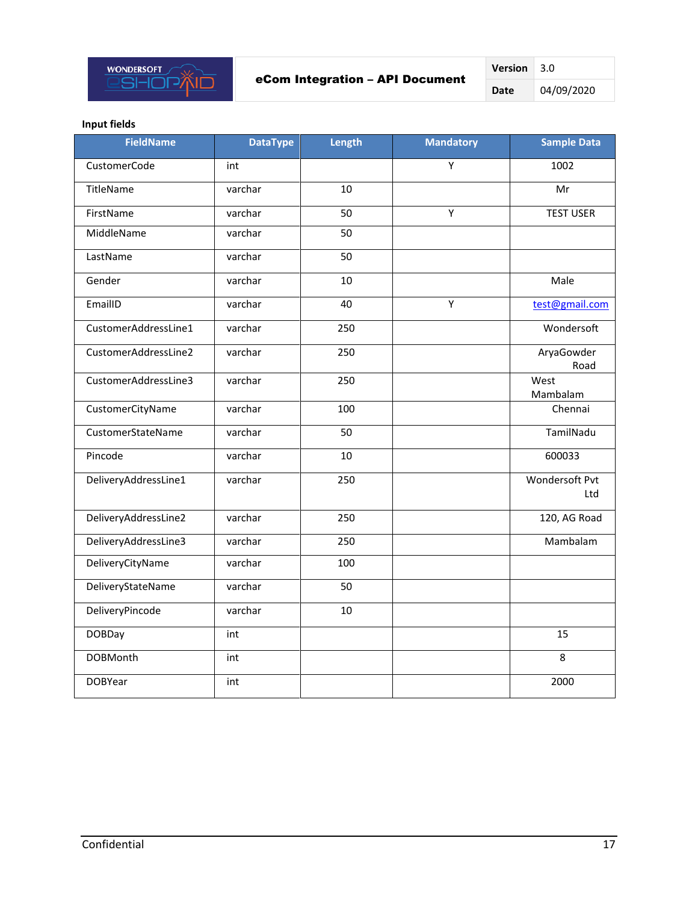**Input fields**

| FieldName | DataType | Length | Mandatory | Sample Data |
|---|---|---|---|---|
| CustomerCode | int | | Y | 1002 |
| TitleName | varchar | 10 | | Mr |
| FirstName | varchar | 50 | Y | TEST USER |
| MiddleName | varchar | 50 | | |
| LastName | varchar | 50 | | |
| Gender | varchar | 10 | | Male |
| EmailID | varchar | 40 | Y | test@gmail.com |
| CustomerAddressLine1 | varchar | 250 | | Wondersoft |
| CustomerAddressLine2 | varchar | 250 | | AryaGowder Road |
| CustomerAddressLine3 | varchar | 250 | | West Mambalam |
| CustomerCityName | varchar | 100 | | Chennai |
| CustomerStateName | varchar | 50 | | TamilNadu |
| Pincode | varchar | 10 | | 600033 |
| DeliveryAddressLine1 | varchar | 250 | | Wondersoft Pvt Ltd |
| DeliveryAddressLine2 | varchar | 250 | | 120, AG Road |
| DeliveryAddressLine3 | varchar | 250 | | Mambalam |
| DeliveryCityName | varchar | 100 | | |
| DeliveryStateName | varchar | 50 | | |
| DeliveryPincode | varchar | 10 | | |
| DOBDay | int | | | 15 |
| DOBMonth | int | | | 8 |
| DOBYear | int | | | 2000 |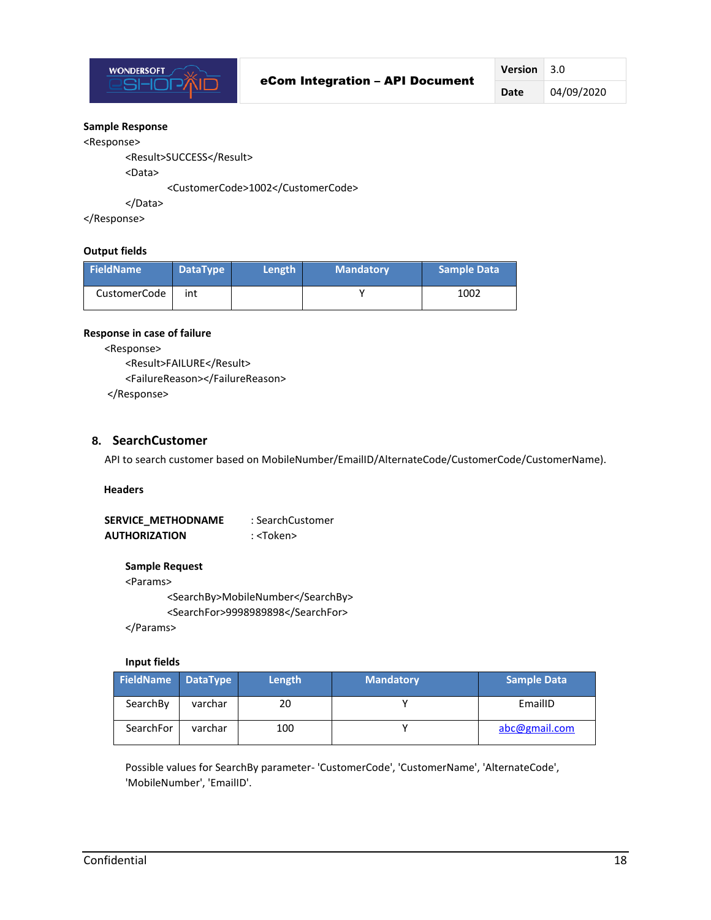**Sample Response**

```
<Response>
        <Result>SUCCESS</Result>
        <Data>
                <CustomerCode>1002</CustomerCode>
        </Data>
</Response>
```

**Output fields**

| FieldName | DataType | Length | Mandatory | Sample Data |
|---|---|---|---|---|
| CustomerCode | int | | Y | 1002 |

**Response in case of failure**

```
<Response>
    <Result>FAILURE</Result>
    <FailureReason></FailureReason>
</Response>
```

## 8. SearchCustomer

API to search customer based on MobileNumber/EmailID/AlternateCode/CustomerCode/CustomerName).

**Headers**

**SERVICE_METHODNAME** : SearchCustomer
**AUTHORIZATION** : <Token>

**Sample Request**

```
<Params>
        <SearchBy>MobileNumber</SearchBy>
        <SearchFor>9998989898</SearchFor>
</Params>
```

**Input fields**

| FieldName | DataType | Length | Mandatory | Sample Data |
|---|---|---|---|---|
| SearchBy | varchar | 20 | Y | EmailID |
| SearchFor | varchar | 100 | Y | abc@gmail.com |

Possible values for SearchBy parameter- 'CustomerCode', 'CustomerName', 'AlternateCode', 'MobileNumber', 'EmailID'.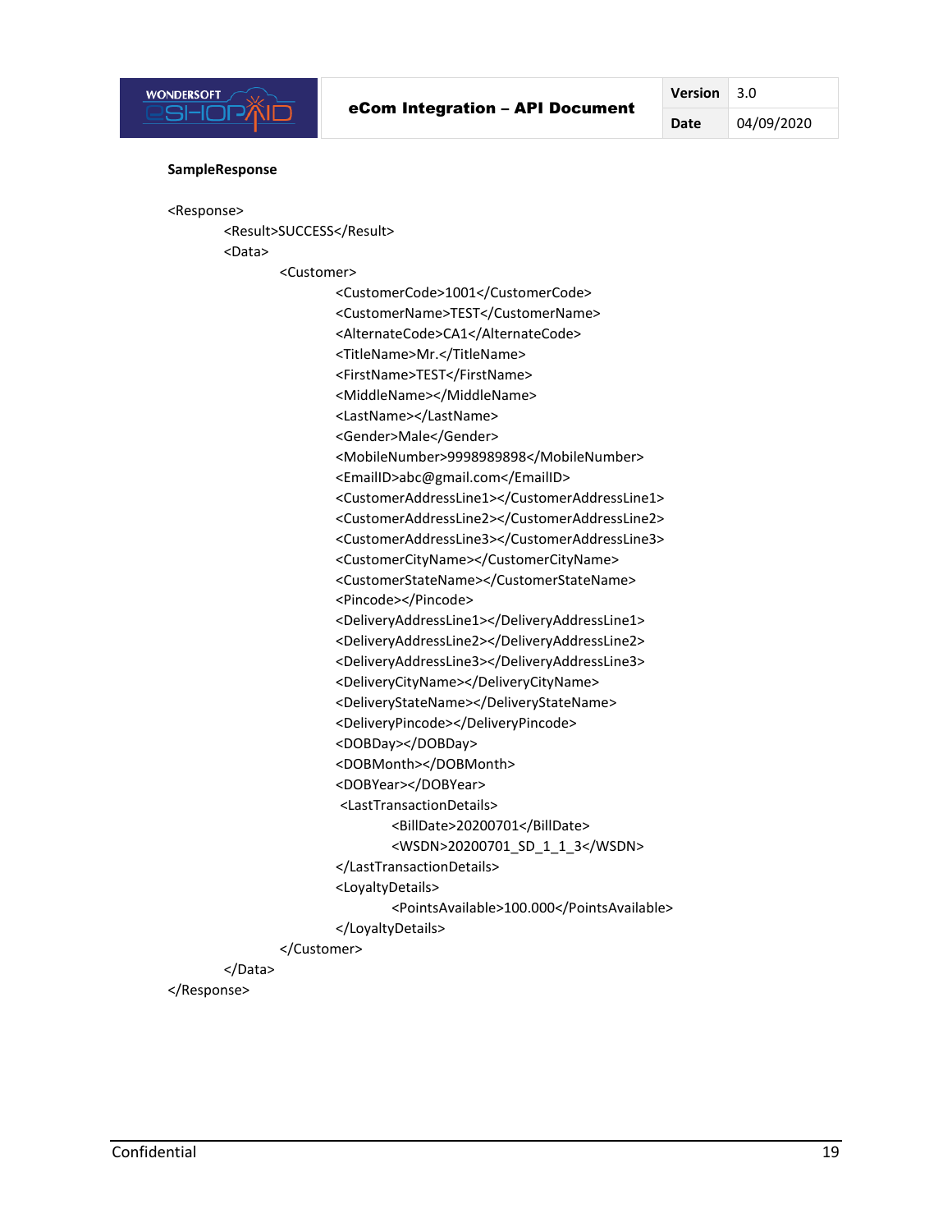**SampleResponse**

```
<Response>
	<Result>SUCCESS</Result>
	<Data>
		<Customer>
			<CustomerCode>1001</CustomerCode>
			<CustomerName>TEST</CustomerName>
			<AlternateCode>CA1</AlternateCode>
			<TitleName>Mr.</TitleName>
			<FirstName>TEST</FirstName>
			<MiddleName></MiddleName>
			<LastName></LastName>
			<Gender>Male</Gender>
			<MobileNumber>9998989898</MobileNumber>
			<EmailID>abc@gmail.com</EmailID>
			<CustomerAddressLine1></CustomerAddressLine1>
			<CustomerAddressLine2></CustomerAddressLine2>
			<CustomerAddressLine3></CustomerAddressLine3>
			<CustomerCityName></CustomerCityName>
			<CustomerStateName></CustomerStateName>
			<Pincode></Pincode>
			<DeliveryAddressLine1></DeliveryAddressLine1>
			<DeliveryAddressLine2></DeliveryAddressLine2>
			<DeliveryAddressLine3></DeliveryAddressLine3>
			<DeliveryCityName></DeliveryCityName>
			<DeliveryStateName></DeliveryStateName>
			<DeliveryPincode></DeliveryPincode>
			<DOBDay></DOBDay>
			<DOBMonth></DOBMonth>
			<DOBYear></DOBYear>
			<LastTransactionDetails>
				<BillDate>20200701</BillDate>
				<WSDN>20200701_SD_1_1_3</WSDN>
			</LastTransactionDetails>
			<LoyaltyDetails>
				<PointsAvailable>100.000</PointsAvailable>
			</LoyaltyDetails>
		</Customer>
	</Data>
</Response>
```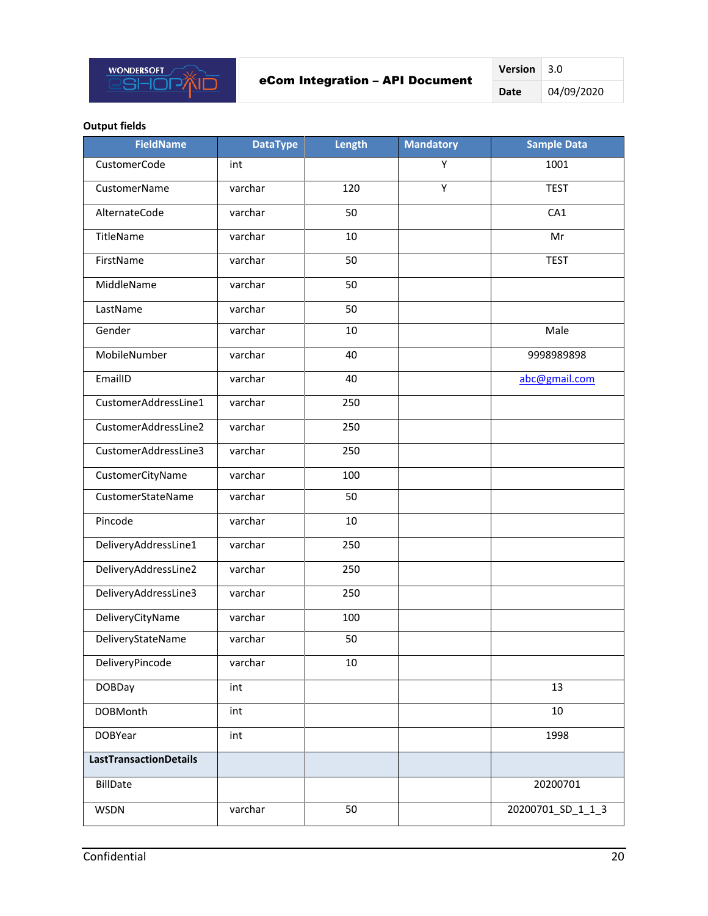**Output fields**

| FieldName | DataType | Length | Mandatory | Sample Data |
|---|---|---|---|---|
| CustomerCode | int | | Y | 1001 |
| CustomerName | varchar | 120 | Y | TEST |
| AlternateCode | varchar | 50 | | CA1 |
| TitleName | varchar | 10 | | Mr |
| FirstName | varchar | 50 | | TEST |
| MiddleName | varchar | 50 | | |
| LastName | varchar | 50 | | |
| Gender | varchar | 10 | | Male |
| MobileNumber | varchar | 40 | | 9998989898 |
| EmailID | varchar | 40 | | abc@gmail.com |
| CustomerAddressLine1 | varchar | 250 | | |
| CustomerAddressLine2 | varchar | 250 | | |
| CustomerAddressLine3 | varchar | 250 | | |
| CustomerCityName | varchar | 100 | | |
| CustomerStateName | varchar | 50 | | |
| Pincode | varchar | 10 | | |
| DeliveryAddressLine1 | varchar | 250 | | |
| DeliveryAddressLine2 | varchar | 250 | | |
| DeliveryAddressLine3 | varchar | 250 | | |
| DeliveryCityName | varchar | 100 | | |
| DeliveryStateName | varchar | 50 | | |
| DeliveryPincode | varchar | 10 | | |
| DOBDay | int | | | 13 |
| DOBMonth | int | | | 10 |
| DOBYear | int | | | 1998 |
| **LastTransactionDetails** | | | | |
| BillDate | | | | 20200701 |
| WSDN | varchar | 50 | | 20200701_SD_1_1_3 |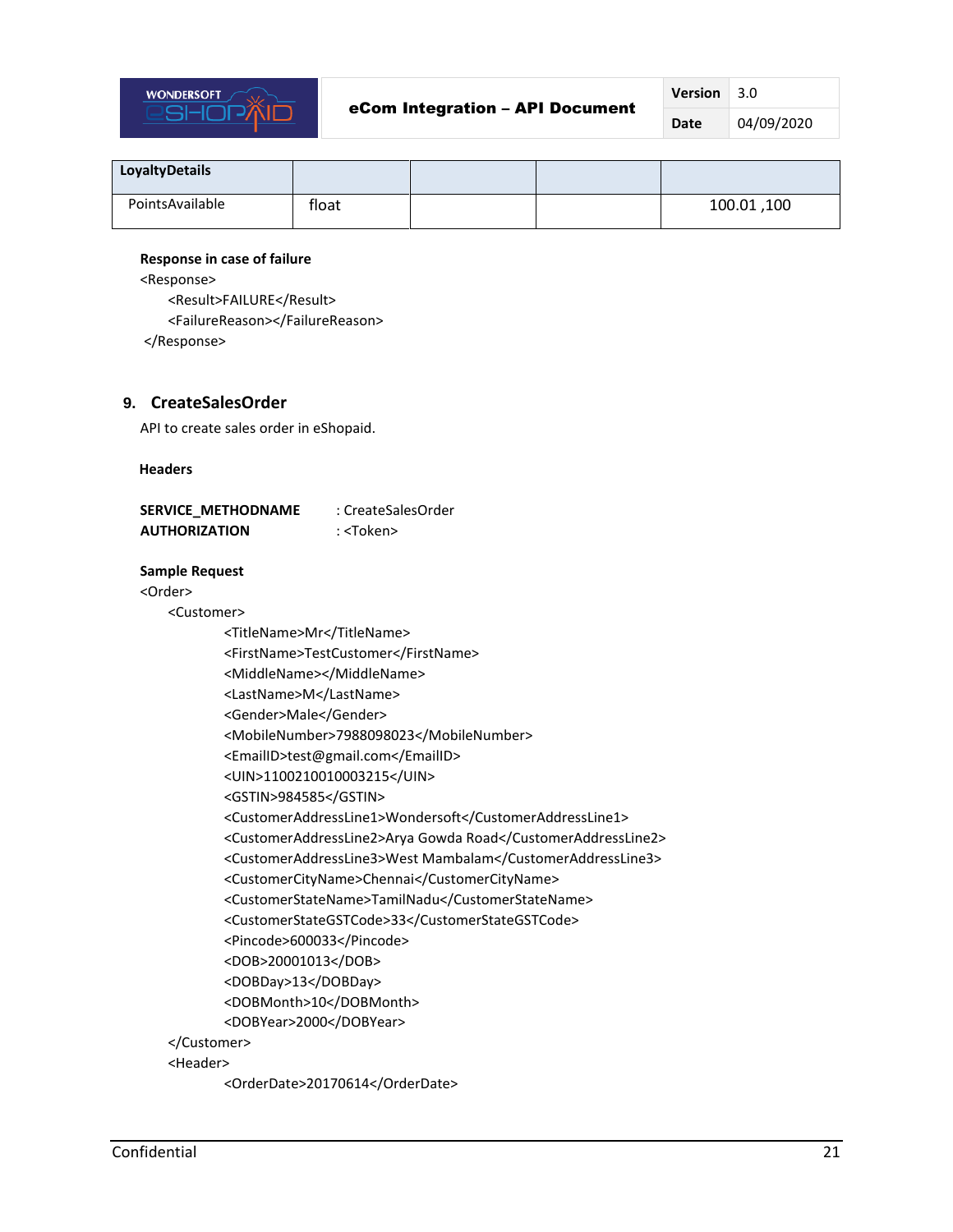| LoyaltyDetails | | | | |
|---|---|---|---|---|
| PointsAvailable | float | | | 100.01 ,100 |

**Response in case of failure**

```
<Response>
    <Result>FAILURE</Result>
    <FailureReason></FailureReason>
</Response>
```

## 9. CreateSalesOrder

API to create sales order in eShopaid.

**Headers**

**SERVICE_METHODNAME** : CreateSalesOrder
**AUTHORIZATION** : <Token>

**Sample Request**

```
<Order>
    <Customer>
        <TitleName>Mr</TitleName>
        <FirstName>TestCustomer</FirstName>
        <MiddleName></MiddleName>
        <LastName>M</LastName>
        <Gender>Male</Gender>
        <MobileNumber>7988098023</MobileNumber>
        <EmailID>test@gmail.com</EmailID>
        <UIN>1100210010003215</UIN>
        <GSTIN>984585</GSTIN>
        <CustomerAddressLine1>Wondersoft</CustomerAddressLine1>
        <CustomerAddressLine2>Arya Gowda Road</CustomerAddressLine2>
        <CustomerAddressLine3>West Mambalam</CustomerAddressLine3>
        <CustomerCityName>Chennai</CustomerCityName>
        <CustomerStateName>TamilNadu</CustomerStateName>
        <CustomerStateGSTCode>33</CustomerStateGSTCode>
        <Pincode>600033</Pincode>
        <DOB>20001013</DOB>
        <DOBDay>13</DOBDay>
        <DOBMonth>10</DOBMonth>
        <DOBYear>2000</DOBYear>
    </Customer>
    <Header>
        <OrderDate>20170614</OrderDate>
```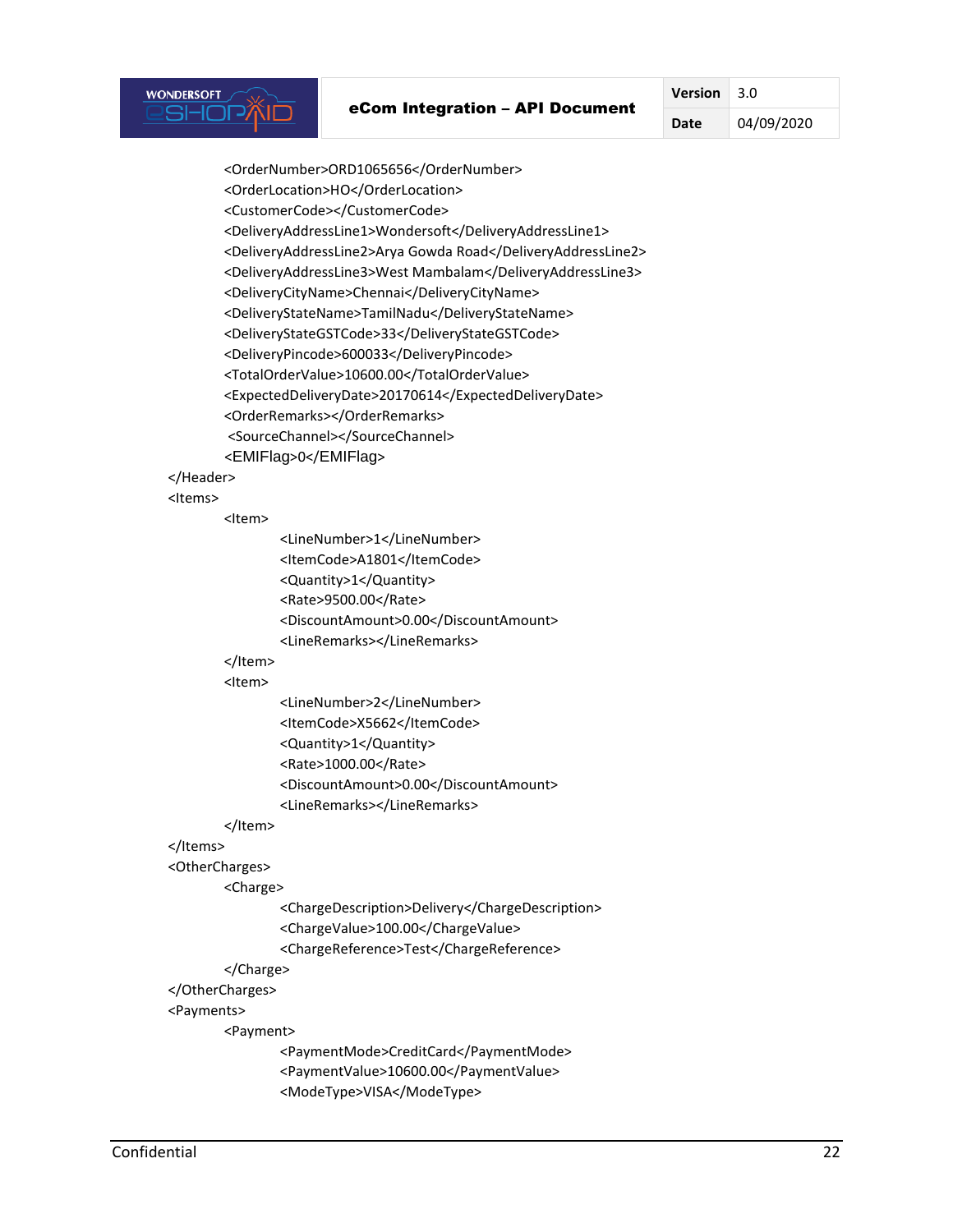```xml
        <OrderNumber>ORD1065656</OrderNumber>
        <OrderLocation>HO</OrderLocation>
        <CustomerCode></CustomerCode>
        <DeliveryAddressLine1>Wondersoft</DeliveryAddressLine1>
        <DeliveryAddressLine2>Arya Gowda Road</DeliveryAddressLine2>
        <DeliveryAddressLine3>West Mambalam</DeliveryAddressLine3>
        <DeliveryCityName>Chennai</DeliveryCityName>
        <DeliveryStateName>TamilNadu</DeliveryStateName>
        <DeliveryStateGSTCode>33</DeliveryStateGSTCode>
        <DeliveryPincode>600033</DeliveryPincode>
        <TotalOrderValue>10600.00</TotalOrderValue>
        <ExpectedDeliveryDate>20170614</ExpectedDeliveryDate>
        <OrderRemarks></OrderRemarks>
         <SourceChannel></SourceChannel>
        <EMIFlag>0</EMIFlag>
</Header>
<Items>
        <Item>
                <LineNumber>1</LineNumber>
                <ItemCode>A1801</ItemCode>
                <Quantity>1</Quantity>
                <Rate>9500.00</Rate>
                <DiscountAmount>0.00</DiscountAmount>
                <LineRemarks></LineRemarks>
        </Item>
        <Item>
                <LineNumber>2</LineNumber>
                <ItemCode>X5662</ItemCode>
                <Quantity>1</Quantity>
                <Rate>1000.00</Rate>
                <DiscountAmount>0.00</DiscountAmount>
                <LineRemarks></LineRemarks>
        </Item>
</Items>
<OtherCharges>
        <Charge>
                <ChargeDescription>Delivery</ChargeDescription>
                <ChargeValue>100.00</ChargeValue>
                <ChargeReference>Test</ChargeReference>
        </Charge>
</OtherCharges>
<Payments>
        <Payment>
                <PaymentMode>CreditCard</PaymentMode>
                <PaymentValue>10600.00</PaymentValue>
                <ModeType>VISA</ModeType>
```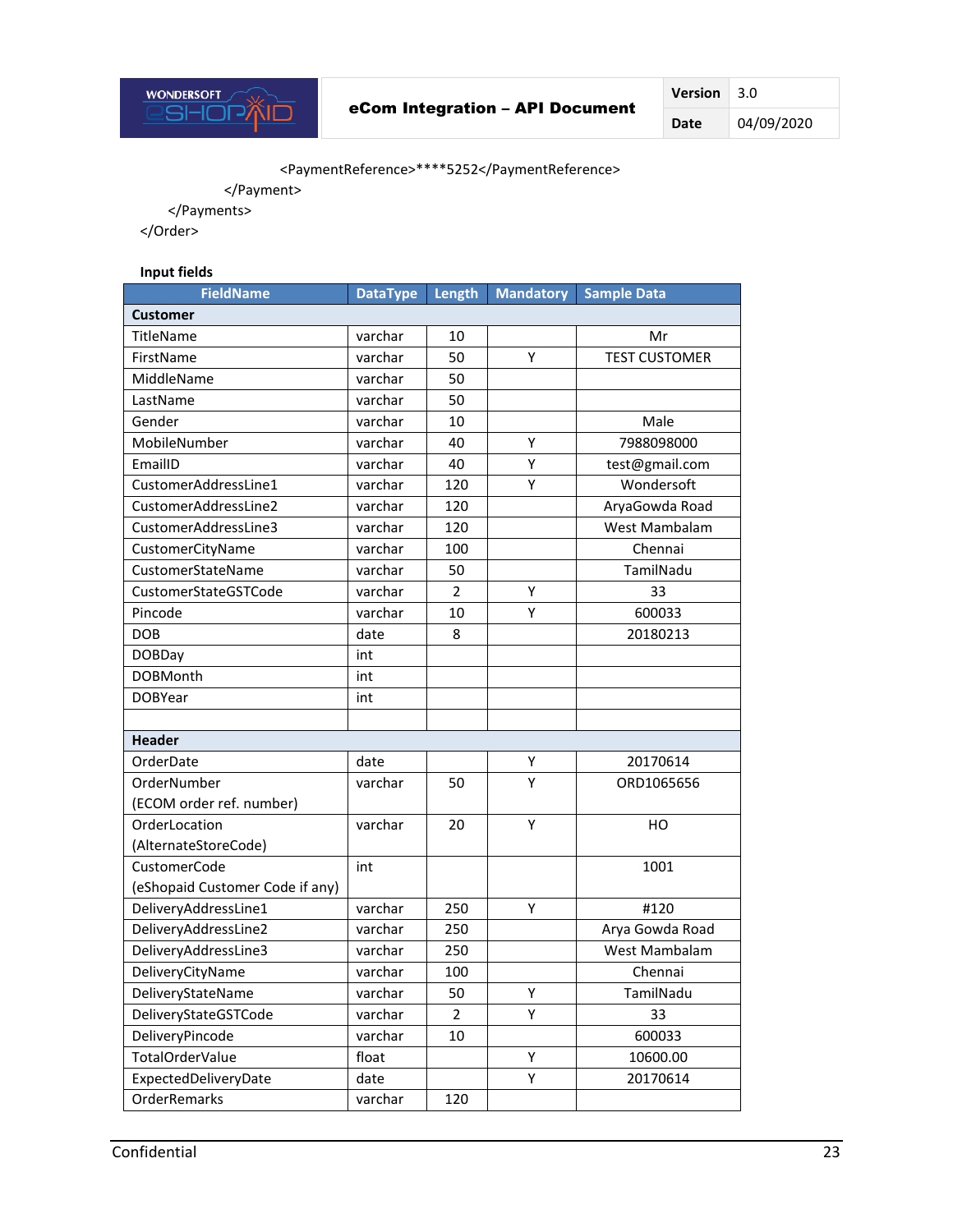```
            <PaymentReference>****5252</PaymentReference>
        </Payment>
    </Payments>
</Order>
```

**Input fields**

| FieldName | DataType | Length | Mandatory | Sample Data |
|---|---|---|---|---|
| **Customer** | | | | |
| TitleName | varchar | 10 | | Mr |
| FirstName | varchar | 50 | Y | TEST CUSTOMER |
| MiddleName | varchar | 50 | | |
| LastName | varchar | 50 | | |
| Gender | varchar | 10 | | Male |
| MobileNumber | varchar | 40 | Y | 7988098000 |
| EmailID | varchar | 40 | Y | test@gmail.com |
| CustomerAddressLine1 | varchar | 120 | Y | Wondersoft |
| CustomerAddressLine2 | varchar | 120 | | AryaGowda Road |
| CustomerAddressLine3 | varchar | 120 | | West Mambalam |
| CustomerCityName | varchar | 100 | | Chennai |
| CustomerStateName | varchar | 50 | | TamilNadu |
| CustomerStateGSTCode | varchar | 2 | Y | 33 |
| Pincode | varchar | 10 | Y | 600033 |
| DOB | date | 8 | | 20180213 |
| DOBDay | int | | | |
| DOBMonth | int | | | |
| DOBYear | int | | | |
| | | | | |
| **Header** | | | | |
| OrderDate | date | | Y | 20170614 |
| OrderNumber (ECOM order ref. number) | varchar | 50 | Y | ORD1065656 |
| OrderLocation (AlternateStoreCode) | varchar | 20 | Y | HO |
| CustomerCode (eShopaid Customer Code if any) | int | | | 1001 |
| DeliveryAddressLine1 | varchar | 250 | Y | #120 |
| DeliveryAddressLine2 | varchar | 250 | | Arya Gowda Road |
| DeliveryAddressLine3 | varchar | 250 | | West Mambalam |
| DeliveryCityName | varchar | 100 | | Chennai |
| DeliveryStateName | varchar | 50 | Y | TamilNadu |
| DeliveryStateGSTCode | varchar | 2 | Y | 33 |
| DeliveryPincode | varchar | 10 | | 600033 |
| TotalOrderValue | float | | Y | 10600.00 |
| ExpectedDeliveryDate | date | | Y | 20170614 |
| OrderRemarks | varchar | 120 | | |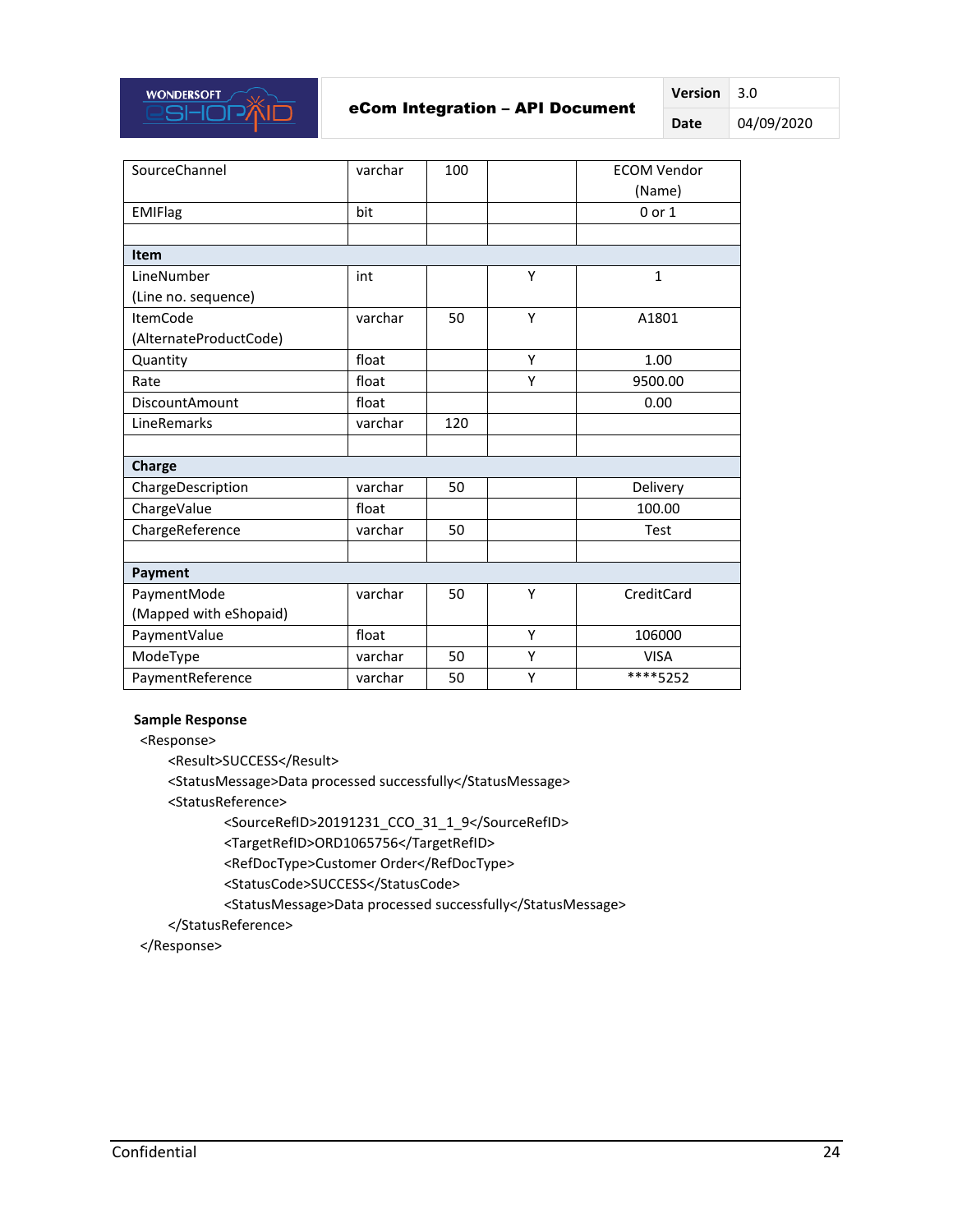| | | | | |
|---|---|---|---|---|
| SourceChannel | varchar | 100 | | ECOM Vendor (Name) |
| EMIFlag | bit | | | 0 or 1 |
| | | | | |
| **Item** | | | | |
| LineNumber (Line no. sequence) | int | | Y | 1 |
| ItemCode (AlternateProductCode) | varchar | 50 | Y | A1801 |
| Quantity | float | | Y | 1.00 |
| Rate | float | | Y | 9500.00 |
| DiscountAmount | float | | | 0.00 |
| LineRemarks | varchar | 120 | | |
| | | | | |
| **Charge** | | | | |
| ChargeDescription | varchar | 50 | | Delivery |
| ChargeValue | float | | | 100.00 |
| ChargeReference | varchar | 50 | | Test |
| | | | | |
| **Payment** | | | | |
| PaymentMode (Mapped with eShopaid) | varchar | 50 | Y | CreditCard |
| PaymentValue | float | | Y | 106000 |
| ModeType | varchar | 50 | Y | VISA |
| PaymentReference | varchar | 50 | Y | ****5252 |

**Sample Response**

```
<Response>
    <Result>SUCCESS</Result>
    <StatusMessage>Data processed successfully</StatusMessage>
    <StatusReference>
        <SourceRefID>20191231_CCO_31_1_9</SourceRefID>
        <TargetRefID>ORD1065756</TargetRefID>
        <RefDocType>Customer Order</RefDocType>
        <StatusCode>SUCCESS</StatusCode>
        <StatusMessage>Data processed successfully</StatusMessage>
    </StatusReference>
</Response>
```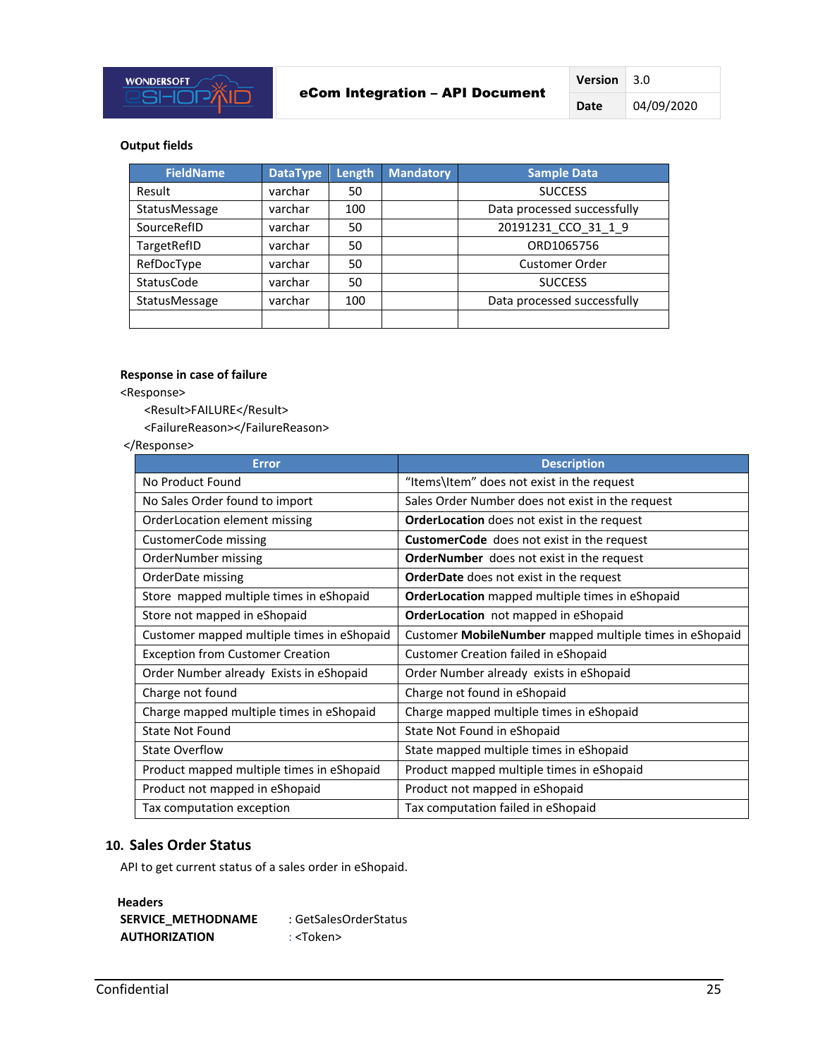**Output fields**

| FieldName | DataType | Length | Mandatory | Sample Data |
|---|---|---|---|---|
| Result | varchar | 50 | | SUCCESS |
| StatusMessage | varchar | 100 | | Data processed successfully |
| SourceRefID | varchar | 50 | | 20191231_CCO_31_1_9 |
| TargetRefID | varchar | 50 | | ORD1065756 |
| RefDocType | varchar | 50 | | Customer Order |
| StatusCode | varchar | 50 | | SUCCESS |
| StatusMessage | varchar | 100 | | Data processed successfully |
| | | | | |

**Response in case of failure**

```
<Response>
    <Result>FAILURE</Result>
    <FailureReason></FailureReason>
</Response>
```

| Error | Description |
|---|---|
| No Product Found | "Items\Item" does not exist in the request |
| No Sales Order found to import | Sales Order Number does not exist in the request |
| OrderLocation element missing | **OrderLocation** does not exist in the request |
| CustomerCode missing | **CustomerCode** does not exist in the request |
| OrderNumber missing | **OrderNumber** does not exist in the request |
| OrderDate missing | **OrderDate** does not exist in the request |
| Store mapped multiple times in eShopaid | **OrderLocation** mapped multiple times in eShopaid |
| Store not mapped in eShopaid | **OrderLocation** not mapped in eShopaid |
| Customer mapped multiple times in eShopaid | Customer **MobileNumber** mapped multiple times in eShopaid |
| Exception from Customer Creation | Customer Creation failed in eShopaid |
| Order Number already Exists in eShopaid | Order Number already exists in eShopaid |
| Charge not found | Charge not found in eShopaid |
| Charge mapped multiple times in eShopaid | Charge mapped multiple times in eShopaid |
| State Not Found | State Not Found in eShopaid |
| State Overflow | State mapped multiple times in eShopaid |
| Product mapped multiple times in eShopaid | Product mapped multiple times in eShopaid |
| Product not mapped in eShopaid | Product not mapped in eShopaid |
| Tax computation exception | Tax computation failed in eShopaid |

## 10. Sales Order Status

API to get current status of a sales order in eShopaid.

**Headers**

**SERVICE_METHODNAME** : GetSalesOrderStatus
**AUTHORIZATION** : <Token>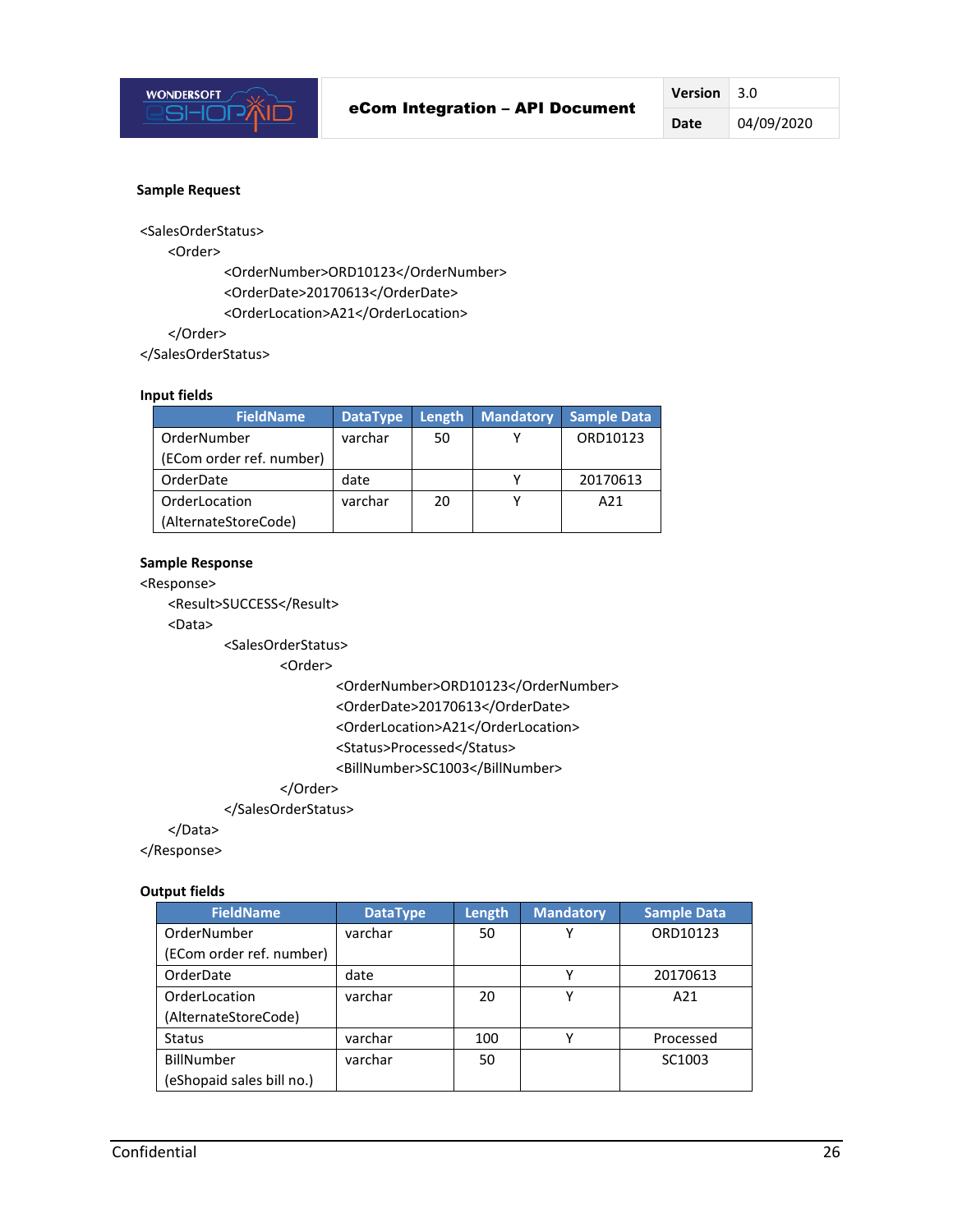**Sample Request**

```
<SalesOrderStatus>
    <Order>
            <OrderNumber>ORD10123</OrderNumber>
            <OrderDate>20170613</OrderDate>
            <OrderLocation>A21</OrderLocation>
    </Order>
</SalesOrderStatus>
```

**Input fields**

| FieldName | DataType | Length | Mandatory | Sample Data |
|---|---|---|---|---|
| OrderNumber (ECom order ref. number) | varchar | 50 | Y | ORD10123 |
| OrderDate | date | | Y | 20170613 |
| OrderLocation (AlternateStoreCode) | varchar | 20 | Y | A21 |

**Sample Response**

```
<Response>
    <Result>SUCCESS</Result>
    <Data>
            <SalesOrderStatus>
                    <Order>
                            <OrderNumber>ORD10123</OrderNumber>
                            <OrderDate>20170613</OrderDate>
                            <OrderLocation>A21</OrderLocation>
                            <Status>Processed</Status>
                            <BillNumber>SC1003</BillNumber>
                    </Order>
            </SalesOrderStatus>
    </Data>
</Response>
```

**Output fields**

| FieldName | DataType | Length | Mandatory | Sample Data |
|---|---|---|---|---|
| OrderNumber (ECom order ref. number) | varchar | 50 | Y | ORD10123 |
| OrderDate | date | | Y | 20170613 |
| OrderLocation (AlternateStoreCode) | varchar | 20 | Y | A21 |
| Status | varchar | 100 | Y | Processed |
| BillNumber (eShopaid sales bill no.) | varchar | 50 | | SC1003 |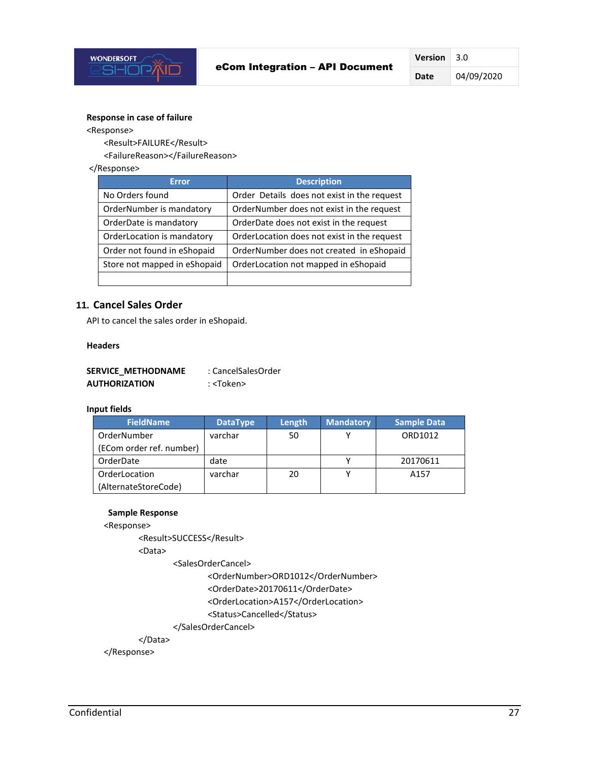**Response in case of failure**

```
<Response>
    <Result>FAILURE</Result>
    <FailureReason></FailureReason>
</Response>
```

| Error | Description |
|---|---|
| No Orders found | Order Details does not exist in the request |
| OrderNumber is mandatory | OrderNumber does not exist in the request |
| OrderDate is mandatory | OrderDate does not exist in the request |
| OrderLocation is mandatory | OrderLocation does not exist in the request |
| Order not found in eShopaid | OrderNumber does not created in eShopaid |
| Store not mapped in eShopaid | OrderLocation not mapped in eShopaid |
| | |

## 11. Cancel Sales Order

API to cancel the sales order in eShopaid.

**Headers**

**SERVICE_METHODNAME** : CancelSalesOrder
**AUTHORIZATION** : <Token>

**Input fields**

| FieldName | DataType | Length | Mandatory | Sample Data |
|---|---|---|---|---|
| OrderNumber (ECom order ref. number) | varchar | 50 | Y | ORD1012 |
| OrderDate | date | | Y | 20170611 |
| OrderLocation (AlternateStoreCode) | varchar | 20 | Y | A157 |

**Sample Response**

```
<Response>
        <Result>SUCCESS</Result>
        <Data>
                <SalesOrderCancel>
                        <OrderNumber>ORD1012</OrderNumber>
                        <OrderDate>20170611</OrderDate>
                        <OrderLocation>A157</OrderLocation>
                        <Status>Cancelled</Status>
                </SalesOrderCancel>
        </Data>
</Response>
```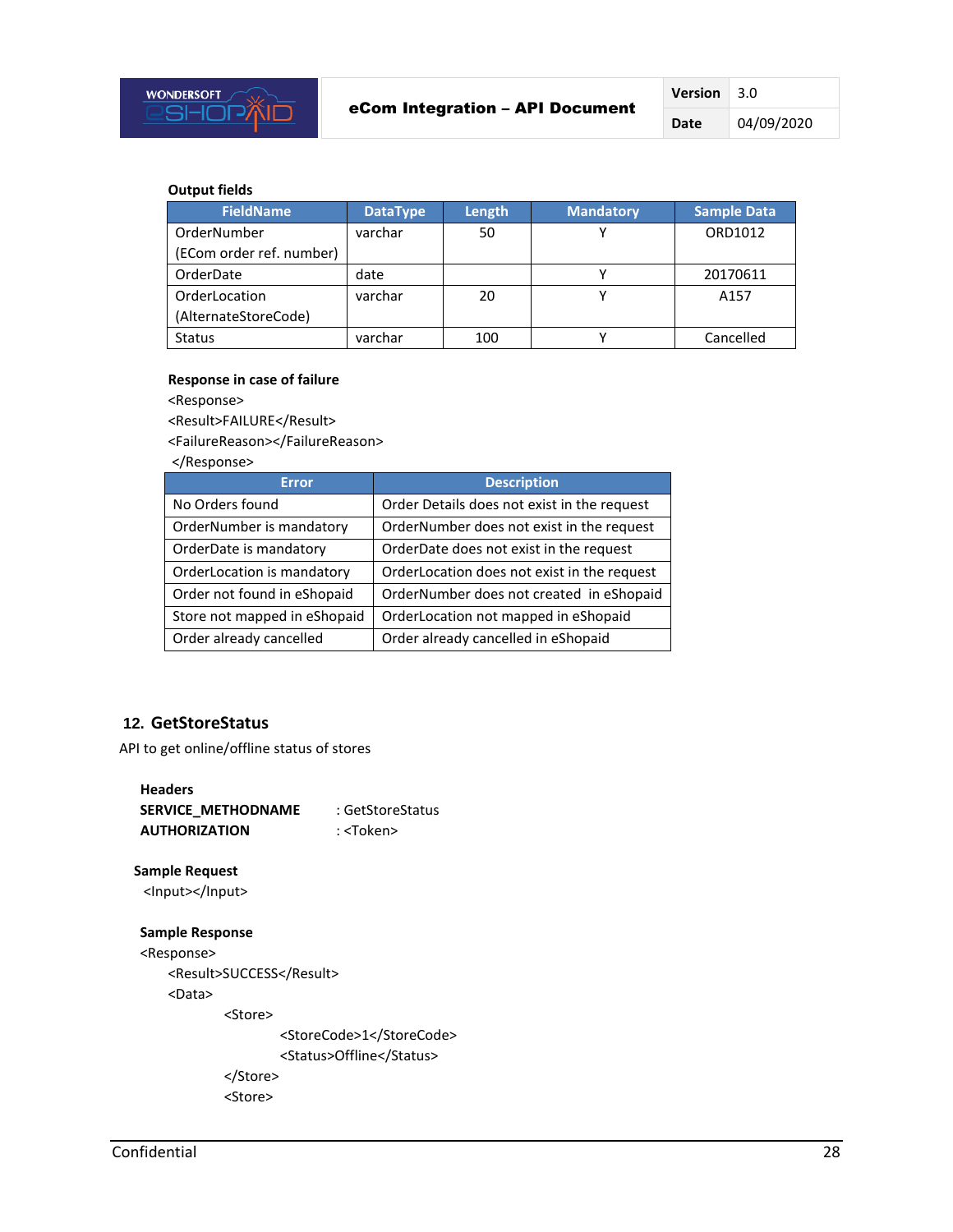**Output fields**

| FieldName | DataType | Length | Mandatory | Sample Data |
|---|---|---|---|---|
| OrderNumber (ECom order ref. number) | varchar | 50 | Y | ORD1012 |
| OrderDate | date | | Y | 20170611 |
| OrderLocation (AlternateStoreCode) | varchar | 20 | Y | A157 |
| Status | varchar | 100 | Y | Cancelled |

**Response in case of failure**

```
<Response>
<Result>FAILURE</Result>
<FailureReason></FailureReason>
 </Response>
```

| Error | Description |
|---|---|
| No Orders found | Order Details does not exist in the request |
| OrderNumber is mandatory | OrderNumber does not exist in the request |
| OrderDate is mandatory | OrderDate does not exist in the request |
| OrderLocation is mandatory | OrderLocation does not exist in the request |
| Order not found in eShopaid | OrderNumber does not created  in eShopaid |
| Store not mapped in eShopaid | OrderLocation not mapped in eShopaid |
| Order already cancelled | Order already cancelled in eShopaid |

## 12. GetStoreStatus

API to get online/offline status of stores

**Headers**

**SERVICE_METHODNAME** : GetStoreStatus
**AUTHORIZATION** : <Token>

**Sample Request**

```
<Input></Input>
```

**Sample Response**

```
<Response>
    <Result>SUCCESS</Result>
    <Data>
        <Store>
            <StoreCode>1</StoreCode>
            <Status>Offline</Status>
        </Store>
        <Store>
```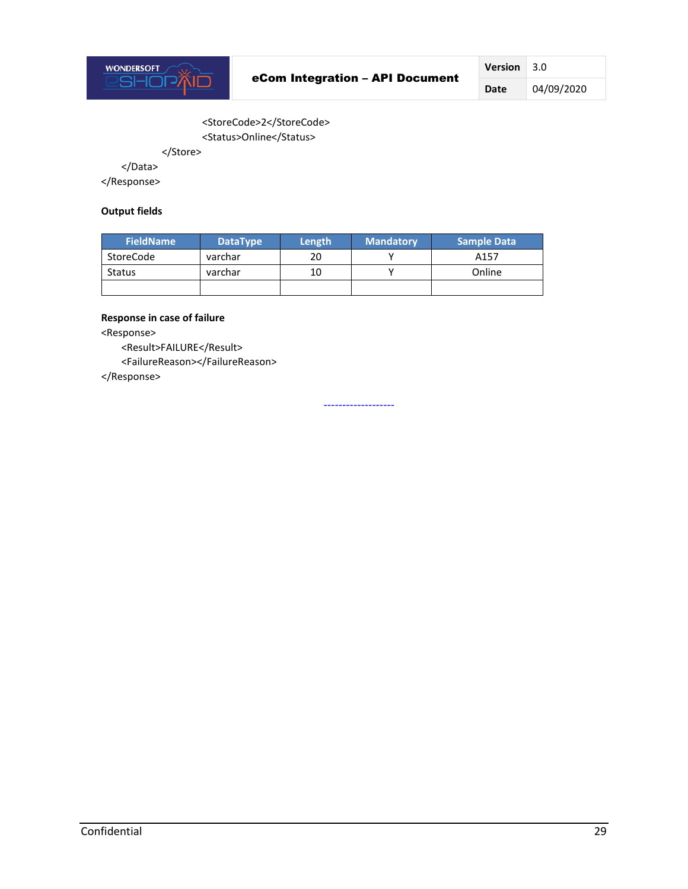```
                    <StoreCode>2</StoreCode>
                    <Status>Online</Status>
            </Store>
    </Data>
</Response>
```

**Output fields**

| FieldName | DataType | Length | Mandatory | Sample Data |
|---|---|---|---|---|
| StoreCode | varchar | 20 | Y | A157 |
| Status | varchar | 10 | Y | Online |
| | | | | |

**Response in case of failure**

```
<Response>
    <Result>FAILURE</Result>
    <FailureReason></FailureReason>
</Response>
```

-------------------